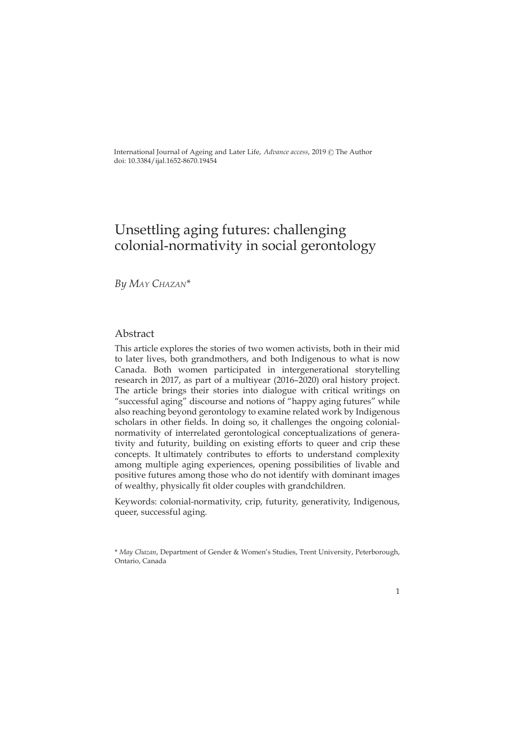International Journal of Ageing and Later Life, *Advance access*, 2019 © The Author
doi: 10.3384/ijal.1652-8670.19454

# Unsettling aging futures: challenging colonial-normativity in social gerontology

*By May Chazan**

## Abstract

This article explores the stories of two women activists, both in their mid to later lives, both grandmothers, and both Indigenous to what is now Canada. Both women participated in intergenerational storytelling research in 2017, as part of a multiyear (2016–2020) oral history project. The article brings their stories into dialogue with critical writings on "successful aging" discourse and notions of "happy aging futures" while also reaching beyond gerontology to examine related work by Indigenous scholars in other fields. In doing so, it challenges the ongoing colonial-normativity of interrelated gerontological conceptualizations of generativity and futurity, building on existing efforts to queer and crip these concepts. It ultimately contributes to efforts to understand complexity among multiple aging experiences, opening possibilities of livable and positive futures among those who do not identify with dominant images of wealthy, physically fit older couples with grandchildren.

Keywords: colonial-normativity, crip, futurity, generativity, Indigenous, queer, successful aging.

\* *May Chazan*, Department of Gender & Women's Studies, Trent University, Peterborough, Ontario, Canada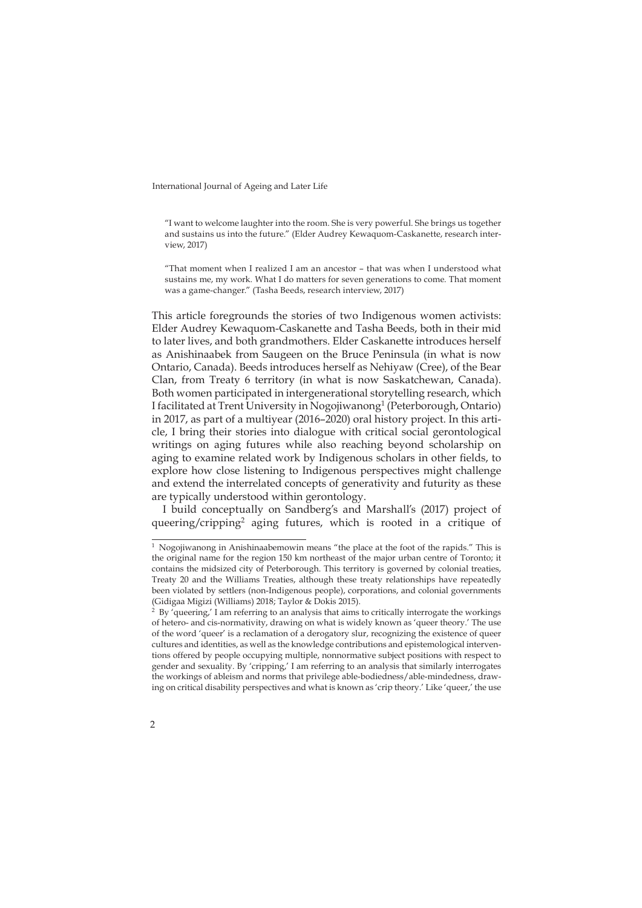"I want to welcome laughter into the room. She is very powerful. She brings us together and sustains us into the future." (Elder Audrey Kewaquom-Caskanette, research interview, 2017)

"That moment when I realized I am an ancestor – that was when I understood what sustains me, my work. What I do matters for seven generations to come. That moment was a game-changer." (Tasha Beeds, research interview, 2017)

This article foregrounds the stories of two Indigenous women activists: Elder Audrey Kewaquom-Caskanette and Tasha Beeds, both in their mid to later lives, and both grandmothers. Elder Caskanette introduces herself as Anishinaabek from Saugeen on the Bruce Peninsula (in what is now Ontario, Canada). Beeds introduces herself as Nehiyaw (Cree), of the Bear Clan, from Treaty 6 territory (in what is now Saskatchewan, Canada). Both women participated in intergenerational storytelling research, which I facilitated at Trent University in Nogojiwanong[1] (Peterborough, Ontario) in 2017, as part of a multiyear (2016–2020) oral history project. In this article, I bring their stories into dialogue with critical social gerontological writings on aging futures while also reaching beyond scholarship on aging to examine related work by Indigenous scholars in other fields, to explore how close listening to Indigenous perspectives might challenge and extend the interrelated concepts of generativity and futurity as these are typically understood within gerontology.

I build conceptually on Sandberg's and Marshall's (2017) project of queering/cripping[2] aging futures, which is rooted in a critique of

[1] Nogojiwanong in Anishinaabemowin means "the place at the foot of the rapids." This is the original name for the region 150 km northeast of the major urban centre of Toronto; it contains the midsized city of Peterborough. This territory is governed by colonial treaties, Treaty 20 and the Williams Treaties, although these treaty relationships have repeatedly been violated by settlers (non-Indigenous people), corporations, and colonial governments (Gidigaa Migizi (Williams) 2018; Taylor & Dokis 2015).

[2] By 'queering,' I am referring to an analysis that aims to critically interrogate the workings of hetero- and cis-normativity, drawing on what is widely known as 'queer theory.' The use of the word 'queer' is a reclamation of a derogatory slur, recognizing the existence of queer cultures and identities, as well as the knowledge contributions and epistemological interventions offered by people occupying multiple, nonnormative subject positions with respect to gender and sexuality. By 'cripping,' I am referring to an analysis that similarly interrogates the workings of ableism and norms that privilege able-bodiedness/able-mindedness, drawing on critical disability perspectives and what is known as 'crip theory.' Like 'queer,' the use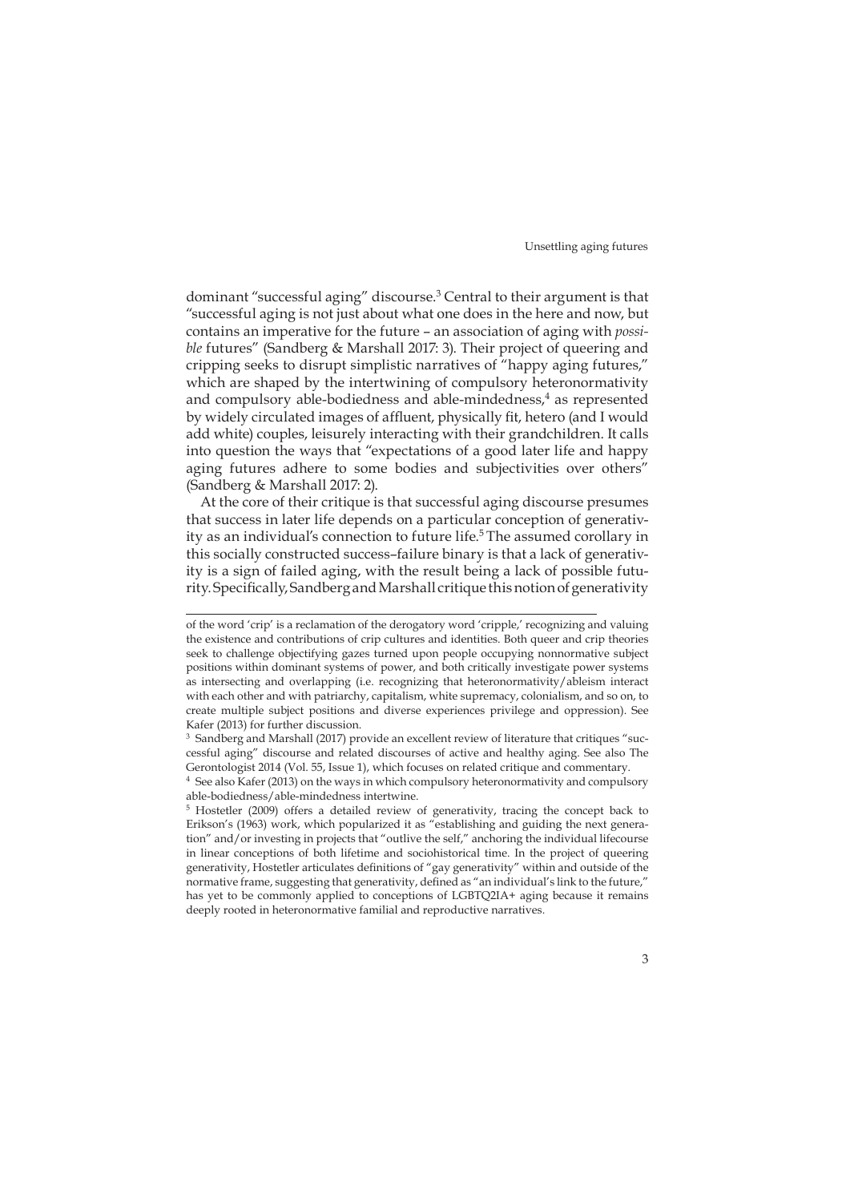dominant "successful aging" discourse.[3] Central to their argument is that "successful aging is not just about what one does in the here and now, but contains an imperative for the future – an association of aging with *possible* futures" (Sandberg & Marshall 2017: 3). Their project of queering and cripping seeks to disrupt simplistic narratives of "happy aging futures," which are shaped by the intertwining of compulsory heteronormativity and compulsory able-bodiedness and able-mindedness,[4] as represented by widely circulated images of affluent, physically fit, hetero (and I would add white) couples, leisurely interacting with their grandchildren. It calls into question the ways that "expectations of a good later life and happy aging futures adhere to some bodies and subjectivities over others" (Sandberg & Marshall 2017: 2).

At the core of their critique is that successful aging discourse presumes that success in later life depends on a particular conception of generativity as an individual's connection to future life.[5] The assumed corollary in this socially constructed success–failure binary is that a lack of generativity is a sign of failed aging, with the result being a lack of possible futurity. Specifically, Sandberg and Marshall critique this notion of generativity

---

of the word 'crip' is a reclamation of the derogatory word 'cripple,' recognizing and valuing the existence and contributions of crip cultures and identities. Both queer and crip theories seek to challenge objectifying gazes turned upon people occupying nonnormative subject positions within dominant systems of power, and both critically investigate power systems as intersecting and overlapping (i.e. recognizing that heteronormativity/ableism interact with each other and with patriarchy, capitalism, white supremacy, colonialism, and so on, to create multiple subject positions and diverse experiences privilege and oppression). See Kafer (2013) for further discussion.

[3] Sandberg and Marshall (2017) provide an excellent review of literature that critiques "successful aging" discourse and related discourses of active and healthy aging. See also The Gerontologist 2014 (Vol. 55, Issue 1), which focuses on related critique and commentary.

[4] See also Kafer (2013) on the ways in which compulsory heteronormativity and compulsory able-bodiedness/able-mindedness intertwine.

[5] Hostetler (2009) offers a detailed review of generativity, tracing the concept back to Erikson's (1963) work, which popularized it as "establishing and guiding the next generation" and/or investing in projects that "outlive the self," anchoring the individual lifecourse in linear conceptions of both lifetime and sociohistorical time. In the project of queering generativity, Hostetler articulates definitions of "gay generativity" within and outside of the normative frame, suggesting that generativity, defined as "an individual's link to the future," has yet to be commonly applied to conceptions of LGBTQ2IA+ aging because it remains deeply rooted in heteronormative familial and reproductive narratives.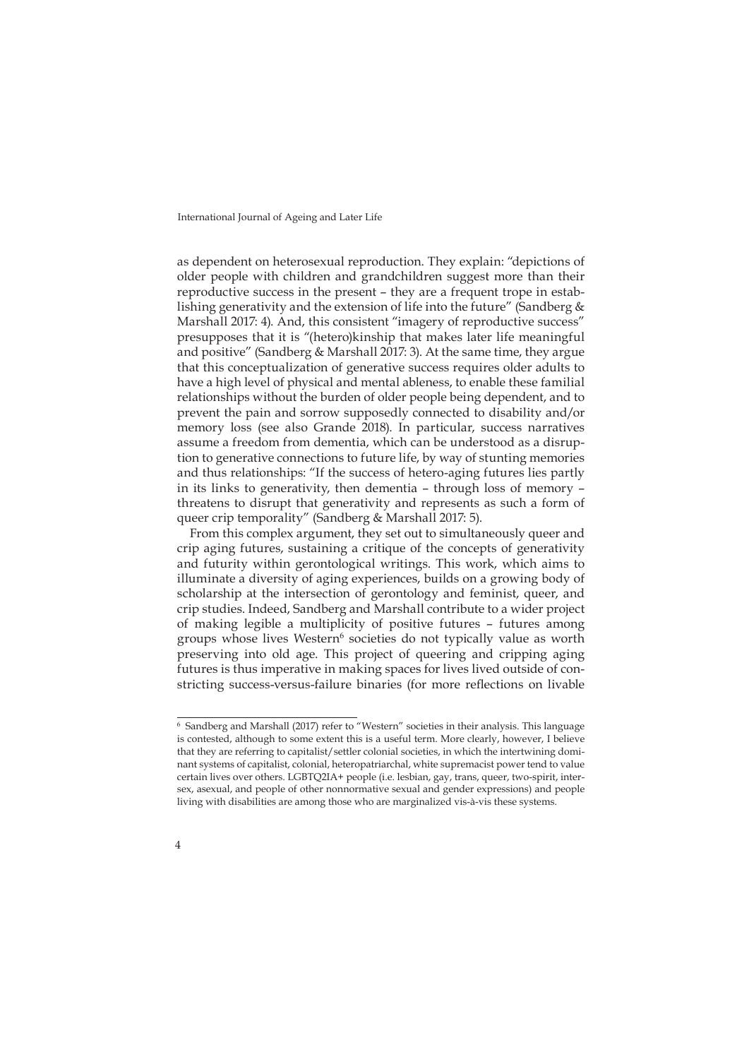as dependent on heterosexual reproduction. They explain: "depictions of older people with children and grandchildren suggest more than their reproductive success in the present – they are a frequent trope in establishing generativity and the extension of life into the future" (Sandberg & Marshall 2017: 4). And, this consistent "imagery of reproductive success" presupposes that it is "(hetero)kinship that makes later life meaningful and positive" (Sandberg & Marshall 2017: 3). At the same time, they argue that this conceptualization of generative success requires older adults to have a high level of physical and mental ableness, to enable these familial relationships without the burden of older people being dependent, and to prevent the pain and sorrow supposedly connected to disability and/or memory loss (see also Grande 2018). In particular, success narratives assume a freedom from dementia, which can be understood as a disruption to generative connections to future life, by way of stunting memories and thus relationships: "If the success of hetero-aging futures lies partly in its links to generativity, then dementia – through loss of memory – threatens to disrupt that generativity and represents as such a form of queer crip temporality" (Sandberg & Marshall 2017: 5).

From this complex argument, they set out to simultaneously queer and crip aging futures, sustaining a critique of the concepts of generativity and futurity within gerontological writings. This work, which aims to illuminate a diversity of aging experiences, builds on a growing body of scholarship at the intersection of gerontology and feminist, queer, and crip studies. Indeed, Sandberg and Marshall contribute to a wider project of making legible a multiplicity of positive futures – futures among groups whose lives Western[6] societies do not typically value as worth preserving into old age. This project of queering and cripping aging futures is thus imperative in making spaces for lives lived outside of constricting success-versus-failure binaries (for more reflections on livable

[6] Sandberg and Marshall (2017) refer to "Western" societies in their analysis. This language is contested, although to some extent this is a useful term. More clearly, however, I believe that they are referring to capitalist/settler colonial societies, in which the intertwining dominant systems of capitalist, colonial, heteropatriarchal, white supremacist power tend to value certain lives over others. LGBTQ2IA+ people (i.e. lesbian, gay, trans, queer, two-spirit, intersex, asexual, and people of other nonnormative sexual and gender expressions) and people living with disabilities are among those who are marginalized vis-à-vis these systems.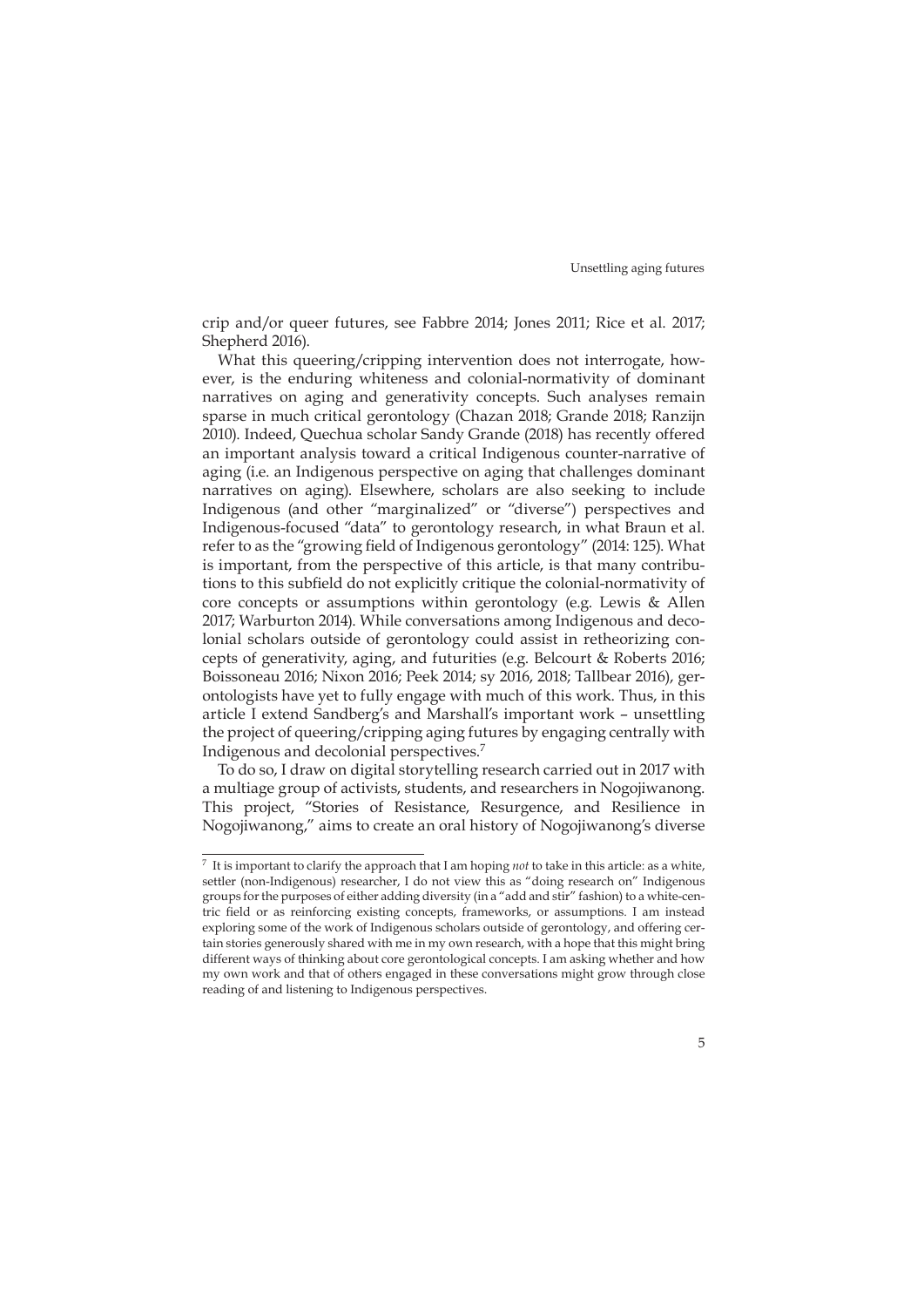crip and/or queer futures, see Fabbre 2014; Jones 2011; Rice et al. 2017; Shepherd 2016).

What this queering/cripping intervention does not interrogate, however, is the enduring whiteness and colonial-normativity of dominant narratives on aging and generativity concepts. Such analyses remain sparse in much critical gerontology (Chazan 2018; Grande 2018; Ranzijn 2010). Indeed, Quechua scholar Sandy Grande (2018) has recently offered an important analysis toward a critical Indigenous counter-narrative of aging (i.e. an Indigenous perspective on aging that challenges dominant narratives on aging). Elsewhere, scholars are also seeking to include Indigenous (and other "marginalized" or "diverse") perspectives and Indigenous-focused "data" to gerontology research, in what Braun et al. refer to as the "growing field of Indigenous gerontology" (2014: 125). What is important, from the perspective of this article, is that many contributions to this subfield do not explicitly critique the colonial-normativity of core concepts or assumptions within gerontology (e.g. Lewis & Allen 2017; Warburton 2014). While conversations among Indigenous and decolonial scholars outside of gerontology could assist in retheorizing concepts of generativity, aging, and futurities (e.g. Belcourt & Roberts 2016; Boissoneau 2016; Nixon 2016; Peek 2014; sy 2016, 2018; Tallbear 2016), gerontologists have yet to fully engage with much of this work. Thus, in this article I extend Sandberg's and Marshall's important work – unsettling the project of queering/cripping aging futures by engaging centrally with Indigenous and decolonial perspectives.[7]

To do so, I draw on digital storytelling research carried out in 2017 with a multiage group of activists, students, and researchers in Nogojiwanong. This project, "Stories of Resistance, Resurgence, and Resilience in Nogojiwanong," aims to create an oral history of Nogojiwanong's diverse

---

[7] It is important to clarify the approach that I am hoping *not* to take in this article: as a white, settler (non-Indigenous) researcher, I do not view this as "doing research on" Indigenous groups for the purposes of either adding diversity (in a "add and stir" fashion) to a white-centric field or as reinforcing existing concepts, frameworks, or assumptions. I am instead exploring some of the work of Indigenous scholars outside of gerontology, and offering certain stories generously shared with me in my own research, with a hope that this might bring different ways of thinking about core gerontological concepts. I am asking whether and how my own work and that of others engaged in these conversations might grow through close reading of and listening to Indigenous perspectives.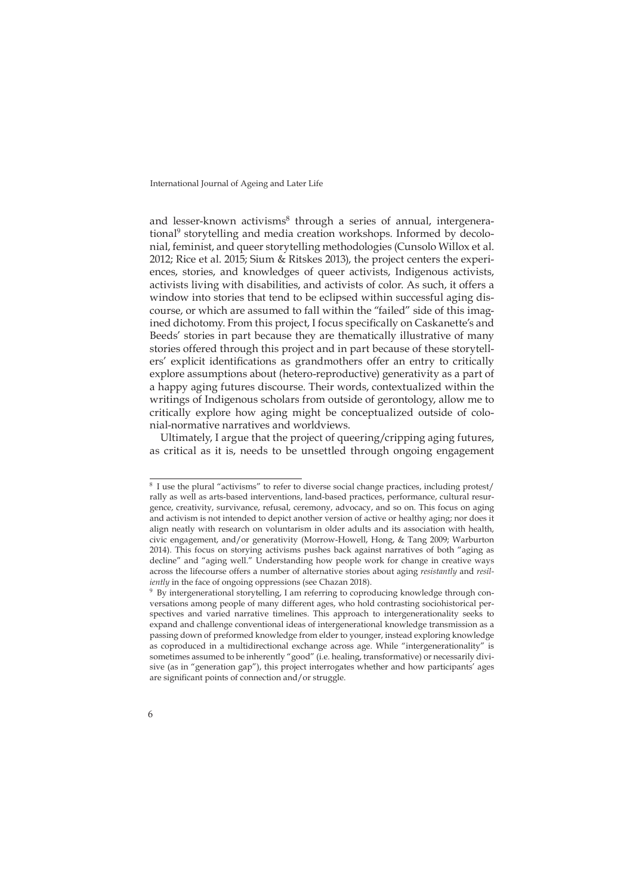and lesser-known activisms[8] through a series of annual, intergenerational[9] storytelling and media creation workshops. Informed by decolonial, feminist, and queer storytelling methodologies (Cunsolo Willox et al. 2012; Rice et al. 2015; Sium & Ritskes 2013), the project centers the experiences, stories, and knowledges of queer activists, Indigenous activists, activists living with disabilities, and activists of color. As such, it offers a window into stories that tend to be eclipsed within successful aging discourse, or which are assumed to fall within the "failed" side of this imagined dichotomy. From this project, I focus specifically on Caskanette's and Beeds' stories in part because they are thematically illustrative of many stories offered through this project and in part because of these storytellers' explicit identifications as grandmothers offer an entry to critically explore assumptions about (hetero-reproductive) generativity as a part of a happy aging futures discourse. Their words, contextualized within the writings of Indigenous scholars from outside of gerontology, allow me to critically explore how aging might be conceptualized outside of colonial-normative narratives and worldviews.

Ultimately, I argue that the project of queering/cripping aging futures, as critical as it is, needs to be unsettled through ongoing engagement

---

[8] I use the plural "activisms" to refer to diverse social change practices, including protest/rally as well as arts-based interventions, land-based practices, performance, cultural resurgence, creativity, survivance, refusal, ceremony, advocacy, and so on. This focus on aging and activism is not intended to depict another version of active or healthy aging; nor does it align neatly with research on voluntarism in older adults and its association with health, civic engagement, and/or generativity (Morrow-Howell, Hong, & Tang 2009; Warburton 2014). This focus on storying activisms pushes back against narratives of both "aging as decline" and "aging well." Understanding how people work for change in creative ways across the lifecourse offers a number of alternative stories about aging *resistantly* and *resiliently* in the face of ongoing oppressions (see Chazan 2018).

[9] By intergenerational storytelling, I am referring to coproducing knowledge through conversations among people of many different ages, who hold contrasting sociohistorical perspectives and varied narrative timelines. This approach to intergenerationality seeks to expand and challenge conventional ideas of intergenerational knowledge transmission as a passing down of preformed knowledge from elder to younger, instead exploring knowledge as coproduced in a multidirectional exchange across age. While "intergenerationality" is sometimes assumed to be inherently "good" (i.e. healing, transformative) or necessarily divisive (as in "generation gap"), this project interrogates whether and how participants' ages are significant points of connection and/or struggle.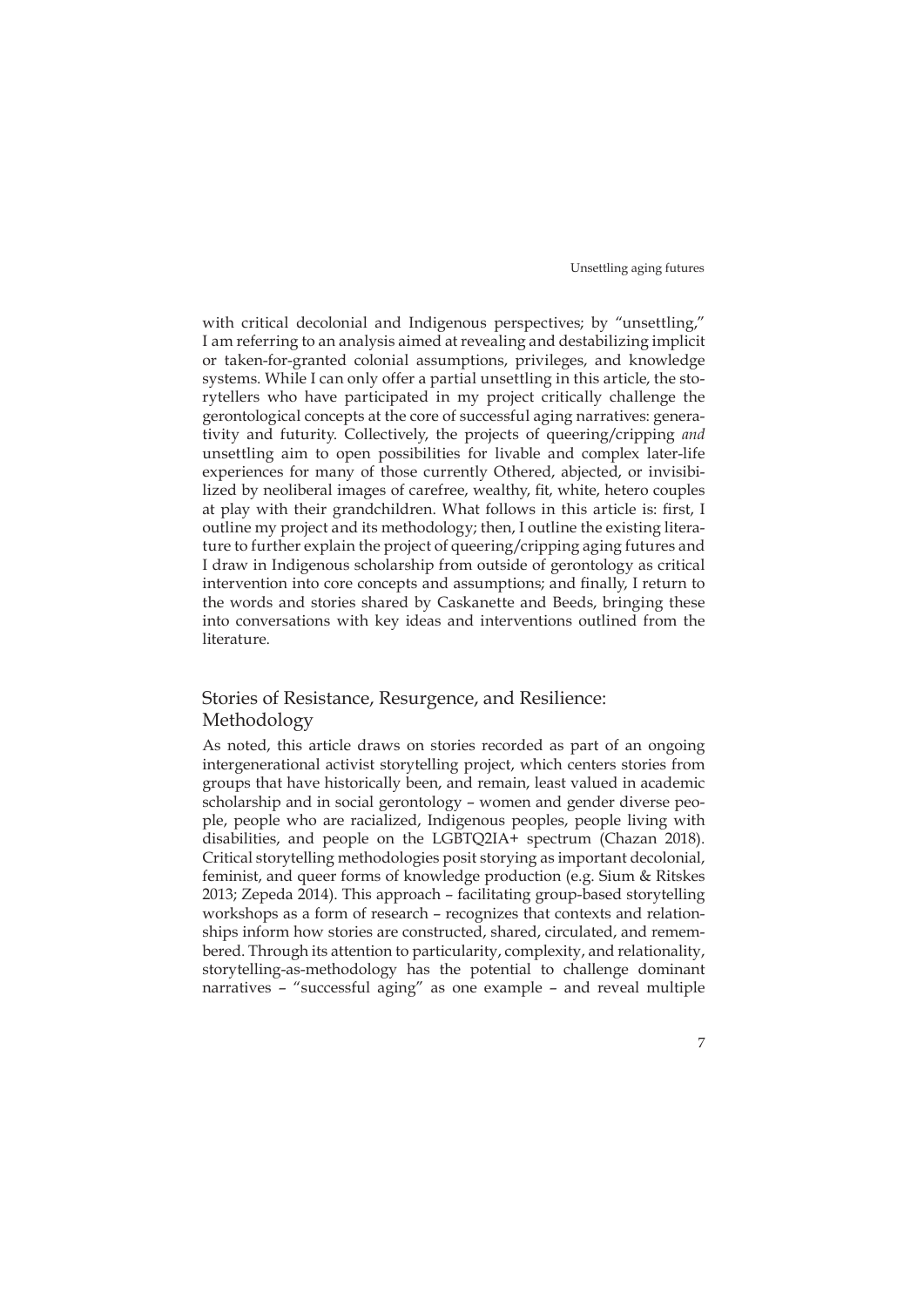with critical decolonial and Indigenous perspectives; by "unsettling," I am referring to an analysis aimed at revealing and destabilizing implicit or taken-for-granted colonial assumptions, privileges, and knowledge systems. While I can only offer a partial unsettling in this article, the storytellers who have participated in my project critically challenge the gerontological concepts at the core of successful aging narratives: generativity and futurity. Collectively, the projects of queering/cripping *and* unsettling aim to open possibilities for livable and complex later-life experiences for many of those currently Othered, abjected, or invisibilized by neoliberal images of carefree, wealthy, fit, white, hetero couples at play with their grandchildren. What follows in this article is: first, I outline my project and its methodology; then, I outline the existing literature to further explain the project of queering/cripping aging futures and I draw in Indigenous scholarship from outside of gerontology as critical intervention into core concepts and assumptions; and finally, I return to the words and stories shared by Caskanette and Beeds, bringing these into conversations with key ideas and interventions outlined from the literature.

## Stories of Resistance, Resurgence, and Resilience: Methodology

As noted, this article draws on stories recorded as part of an ongoing intergenerational activist storytelling project, which centers stories from groups that have historically been, and remain, least valued in academic scholarship and in social gerontology – women and gender diverse people, people who are racialized, Indigenous peoples, people living with disabilities, and people on the LGBTQ2IA+ spectrum (Chazan 2018). Critical storytelling methodologies posit storying as important decolonial, feminist, and queer forms of knowledge production (e.g. Sium & Ritskes 2013; Zepeda 2014). This approach – facilitating group-based storytelling workshops as a form of research – recognizes that contexts and relationships inform how stories are constructed, shared, circulated, and remembered. Through its attention to particularity, complexity, and relationality, storytelling-as-methodology has the potential to challenge dominant narratives – "successful aging" as one example – and reveal multiple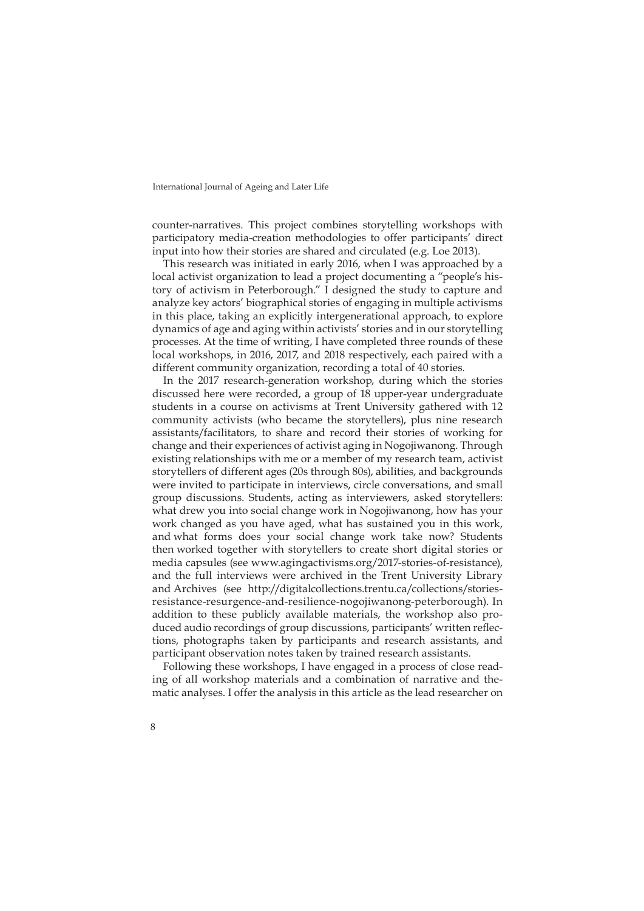counter-narratives. This project combines storytelling workshops with participatory media-creation methodologies to offer participants' direct input into how their stories are shared and circulated (e.g. Loe 2013).

This research was initiated in early 2016, when I was approached by a local activist organization to lead a project documenting a "people's history of activism in Peterborough." I designed the study to capture and analyze key actors' biographical stories of engaging in multiple activisms in this place, taking an explicitly intergenerational approach, to explore dynamics of age and aging within activists' stories and in our storytelling processes. At the time of writing, I have completed three rounds of these local workshops, in 2016, 2017, and 2018 respectively, each paired with a different community organization, recording a total of 40 stories.

In the 2017 research-generation workshop, during which the stories discussed here were recorded, a group of 18 upper-year undergraduate students in a course on activisms at Trent University gathered with 12 community activists (who became the storytellers), plus nine research assistants/facilitators, to share and record their stories of working for change and their experiences of activist aging in Nogojiwanong. Through existing relationships with me or a member of my research team, activist storytellers of different ages (20s through 80s), abilities, and backgrounds were invited to participate in interviews, circle conversations, and small group discussions. Students, acting as interviewers, asked storytellers: what drew you into social change work in Nogojiwanong, how has your work changed as you have aged, what has sustained you in this work, and what forms does your social change work take now? Students then worked together with storytellers to create short digital stories or media capsules (see www.agingactivisms.org/2017-stories-of-resistance), and the full interviews were archived in the Trent University Library and Archives (see http://digitalcollections.trentu.ca/collections/stories-resistance-resurgence-and-resilience-nogojiwanong-peterborough). In addition to these publicly available materials, the workshop also produced audio recordings of group discussions, participants' written reflections, photographs taken by participants and research assistants, and participant observation notes taken by trained research assistants.

Following these workshops, I have engaged in a process of close reading of all workshop materials and a combination of narrative and thematic analyses. I offer the analysis in this article as the lead researcher on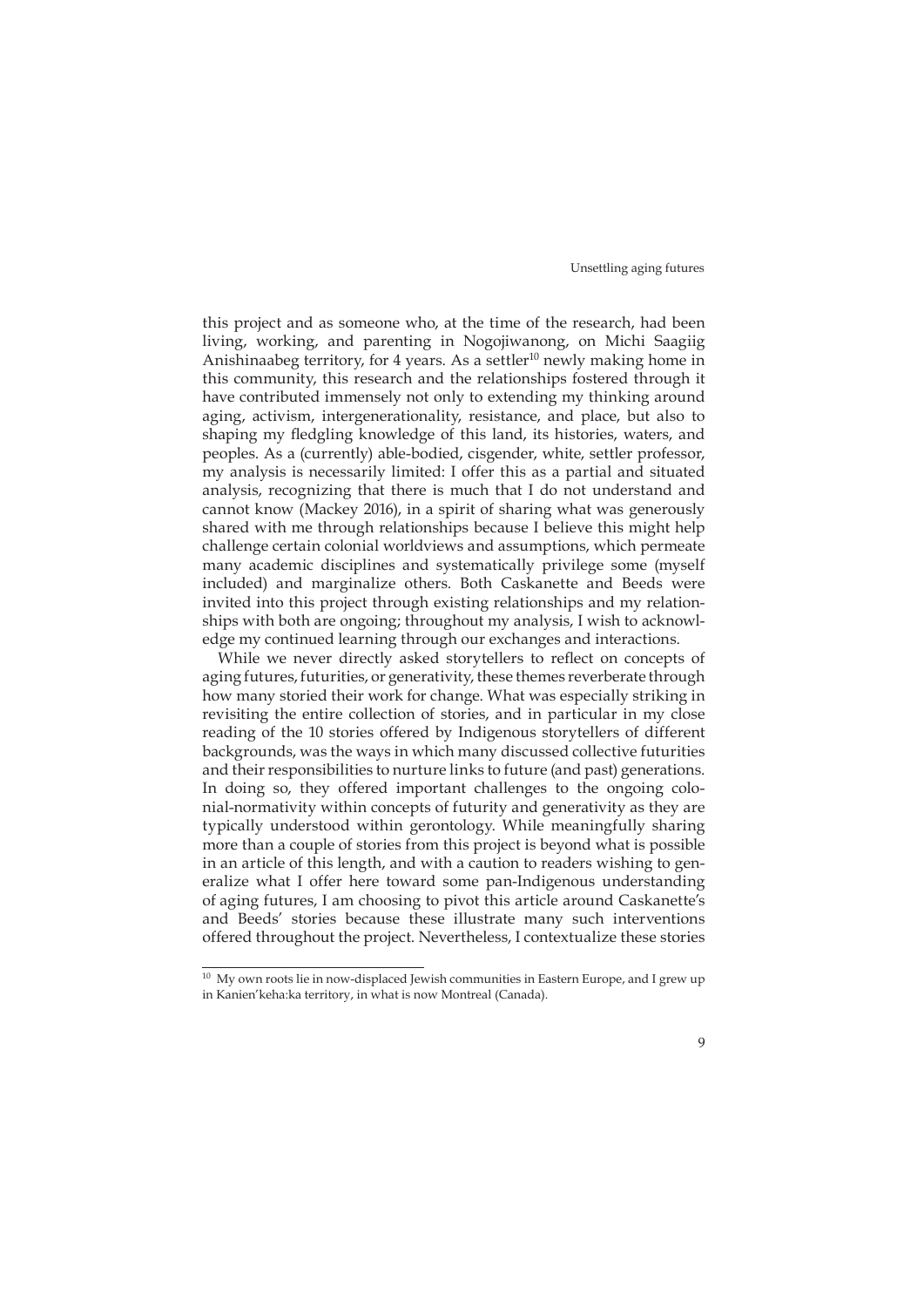this project and as someone who, at the time of the research, had been living, working, and parenting in Nogojiwanong, on Michi Saagiig Anishinaabeg territory, for 4 years. As a settler[10] newly making home in this community, this research and the relationships fostered through it have contributed immensely not only to extending my thinking around aging, activism, intergenerationality, resistance, and place, but also to shaping my fledgling knowledge of this land, its histories, waters, and peoples. As a (currently) able-bodied, cisgender, white, settler professor, my analysis is necessarily limited: I offer this as a partial and situated analysis, recognizing that there is much that I do not understand and cannot know (Mackey 2016), in a spirit of sharing what was generously shared with me through relationships because I believe this might help challenge certain colonial worldviews and assumptions, which permeate many academic disciplines and systematically privilege some (myself included) and marginalize others. Both Caskanette and Beeds were invited into this project through existing relationships and my relationships with both are ongoing; throughout my analysis, I wish to acknowledge my continued learning through our exchanges and interactions.

While we never directly asked storytellers to reflect on concepts of aging futures, futurities, or generativity, these themes reverberate through how many storied their work for change. What was especially striking in revisiting the entire collection of stories, and in particular in my close reading of the 10 stories offered by Indigenous storytellers of different backgrounds, was the ways in which many discussed collective futurities and their responsibilities to nurture links to future (and past) generations. In doing so, they offered important challenges to the ongoing colonial-normativity within concepts of futurity and generativity as they are typically understood within gerontology. While meaningfully sharing more than a couple of stories from this project is beyond what is possible in an article of this length, and with a caution to readers wishing to generalize what I offer here toward some pan-Indigenous understanding of aging futures, I am choosing to pivot this article around Caskanette's and Beeds' stories because these illustrate many such interventions offered throughout the project. Nevertheless, I contextualize these stories

[10] My own roots lie in now-displaced Jewish communities in Eastern Europe, and I grew up in Kanien'keha:ka territory, in what is now Montreal (Canada).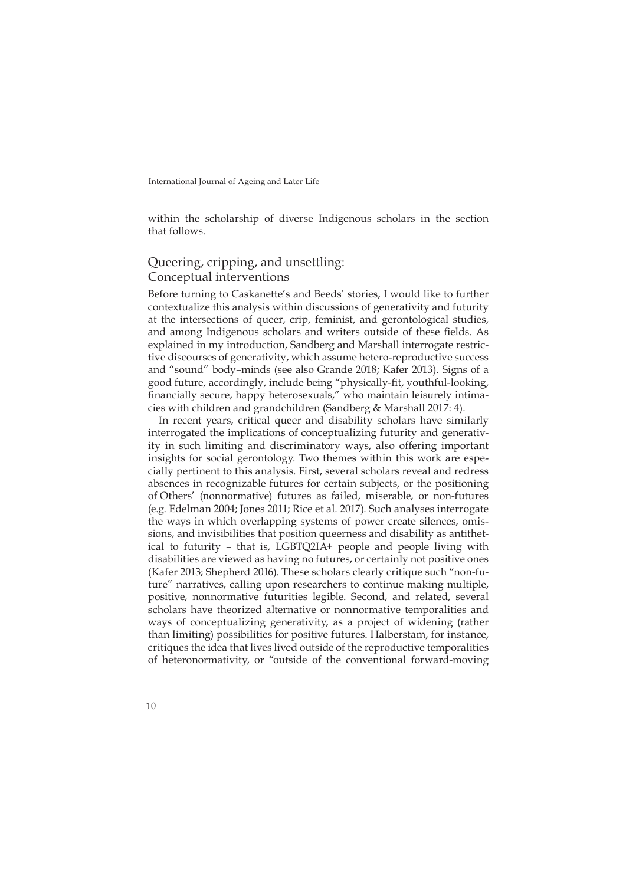within the scholarship of diverse Indigenous scholars in the section that follows.

## Queering, cripping, and unsettling: Conceptual interventions

Before turning to Caskanette's and Beeds' stories, I would like to further contextualize this analysis within discussions of generativity and futurity at the intersections of queer, crip, feminist, and gerontological studies, and among Indigenous scholars and writers outside of these fields. As explained in my introduction, Sandberg and Marshall interrogate restrictive discourses of generativity, which assume hetero-reproductive success and "sound" body–minds (see also Grande 2018; Kafer 2013). Signs of a good future, accordingly, include being "physically-fit, youthful-looking, financially secure, happy heterosexuals," who maintain leisurely intimacies with children and grandchildren (Sandberg & Marshall 2017: 4).

In recent years, critical queer and disability scholars have similarly interrogated the implications of conceptualizing futurity and generativity in such limiting and discriminatory ways, also offering important insights for social gerontology. Two themes within this work are especially pertinent to this analysis. First, several scholars reveal and redress absences in recognizable futures for certain subjects, or the positioning of Others' (nonnormative) futures as failed, miserable, or non-futures (e.g. Edelman 2004; Jones 2011; Rice et al. 2017). Such analyses interrogate the ways in which overlapping systems of power create silences, omissions, and invisibilities that position queerness and disability as antithetical to futurity – that is, LGBTQ2IA+ people and people living with disabilities are viewed as having no futures, or certainly not positive ones (Kafer 2013; Shepherd 2016). These scholars clearly critique such "non-future" narratives, calling upon researchers to continue making multiple, positive, nonnormative futurities legible. Second, and related, several scholars have theorized alternative or nonnormative temporalities and ways of conceptualizing generativity, as a project of widening (rather than limiting) possibilities for positive futures. Halberstam, for instance, critiques the idea that lives lived outside of the reproductive temporalities of heteronormativity, or "outside of the conventional forward-moving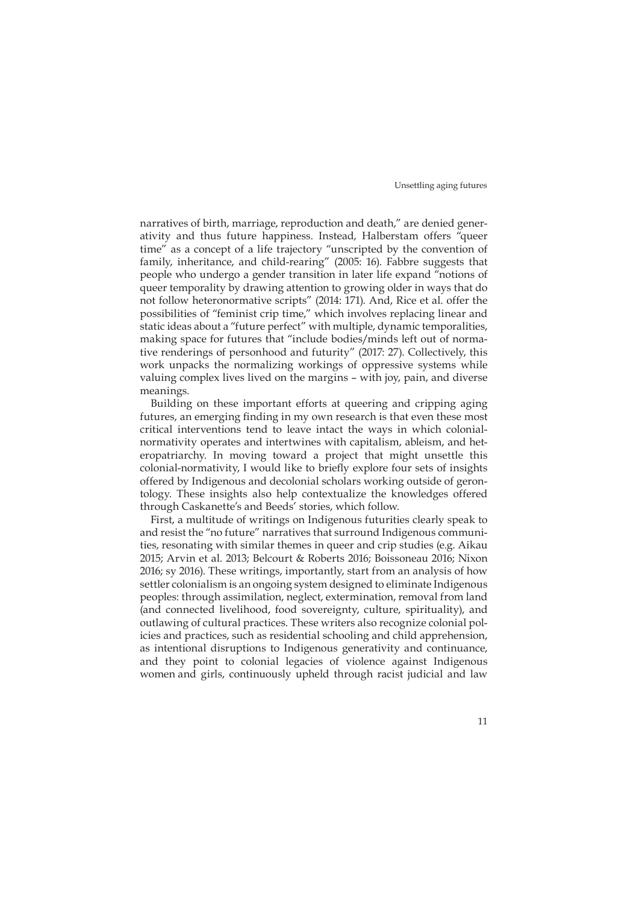narratives of birth, marriage, reproduction and death," are denied generativity and thus future happiness. Instead, Halberstam offers "queer time" as a concept of a life trajectory "unscripted by the convention of family, inheritance, and child-rearing" (2005: 16). Fabbre suggests that people who undergo a gender transition in later life expand "notions of queer temporality by drawing attention to growing older in ways that do not follow heteronormative scripts" (2014: 171). And, Rice et al. offer the possibilities of "feminist crip time," which involves replacing linear and static ideas about a "future perfect" with multiple, dynamic temporalities, making space for futures that "include bodies/minds left out of normative renderings of personhood and futurity" (2017: 27). Collectively, this work unpacks the normalizing workings of oppressive systems while valuing complex lives lived on the margins – with joy, pain, and diverse meanings.

Building on these important efforts at queering and cripping aging futures, an emerging finding in my own research is that even these most critical interventions tend to leave intact the ways in which colonial-normativity operates and intertwines with capitalism, ableism, and heteropatriarchy. In moving toward a project that might unsettle this colonial-normativity, I would like to briefly explore four sets of insights offered by Indigenous and decolonial scholars working outside of gerontology. These insights also help contextualize the knowledges offered through Caskanette's and Beeds' stories, which follow.

First, a multitude of writings on Indigenous futurities clearly speak to and resist the "no future" narratives that surround Indigenous communities, resonating with similar themes in queer and crip studies (e.g. Aikau 2015; Arvin et al. 2013; Belcourt & Roberts 2016; Boissoneau 2016; Nixon 2016; sy 2016). These writings, importantly, start from an analysis of how settler colonialism is an ongoing system designed to eliminate Indigenous peoples: through assimilation, neglect, extermination, removal from land (and connected livelihood, food sovereignty, culture, spirituality), and outlawing of cultural practices. These writers also recognize colonial policies and practices, such as residential schooling and child apprehension, as intentional disruptions to Indigenous generativity and continuance, and they point to colonial legacies of violence against Indigenous women and girls, continuously upheld through racist judicial and law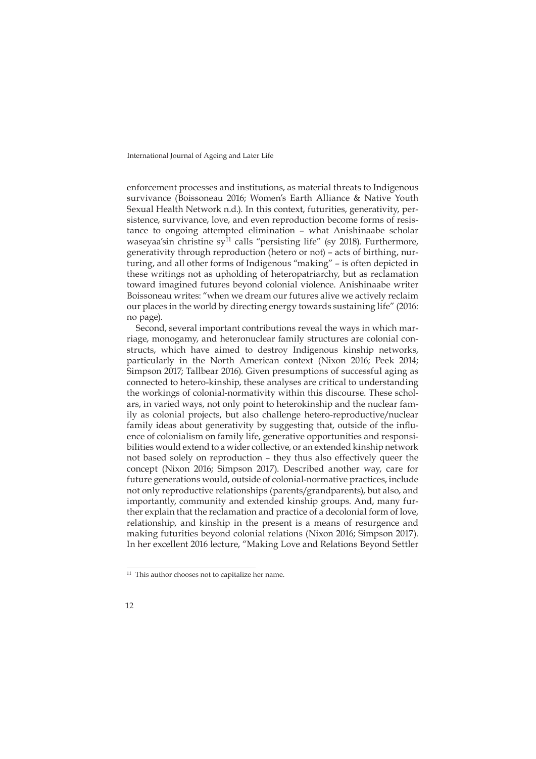enforcement processes and institutions, as material threats to Indigenous survivance (Boissoneau 2016; Women's Earth Alliance & Native Youth Sexual Health Network n.d.). In this context, futurities, generativity, persistence, survivance, love, and even reproduction become forms of resistance to ongoing attempted elimination – what Anishinaabe scholar waseyaa'sin christine sy[11] calls "persisting life" (sy 2018). Furthermore, generativity through reproduction (hetero or not) – acts of birthing, nurturing, and all other forms of Indigenous "making" – is often depicted in these writings not as upholding of heteropatriarchy, but as reclamation toward imagined futures beyond colonial violence. Anishinaabe writer Boissoneau writes: "when we dream our futures alive we actively reclaim our places in the world by directing energy towards sustaining life" (2016: no page).

Second, several important contributions reveal the ways in which marriage, monogamy, and heteronuclear family structures are colonial constructs, which have aimed to destroy Indigenous kinship networks, particularly in the North American context (Nixon 2016; Peek 2014; Simpson 2017; Tallbear 2016). Given presumptions of successful aging as connected to hetero-kinship, these analyses are critical to understanding the workings of colonial-normativity within this discourse. These scholars, in varied ways, not only point to heterokinship and the nuclear family as colonial projects, but also challenge hetero-reproductive/nuclear family ideas about generativity by suggesting that, outside of the influence of colonialism on family life, generative opportunities and responsibilities would extend to a wider collective, or an extended kinship network not based solely on reproduction – they thus also effectively queer the concept (Nixon 2016; Simpson 2017). Described another way, care for future generations would, outside of colonial-normative practices, include not only reproductive relationships (parents/grandparents), but also, and importantly, community and extended kinship groups. And, many further explain that the reclamation and practice of a decolonial form of love, relationship, and kinship in the present is a means of resurgence and making futurities beyond colonial relations (Nixon 2016; Simpson 2017). In her excellent 2016 lecture, "Making Love and Relations Beyond Settler

---

[11] This author chooses not to capitalize her name.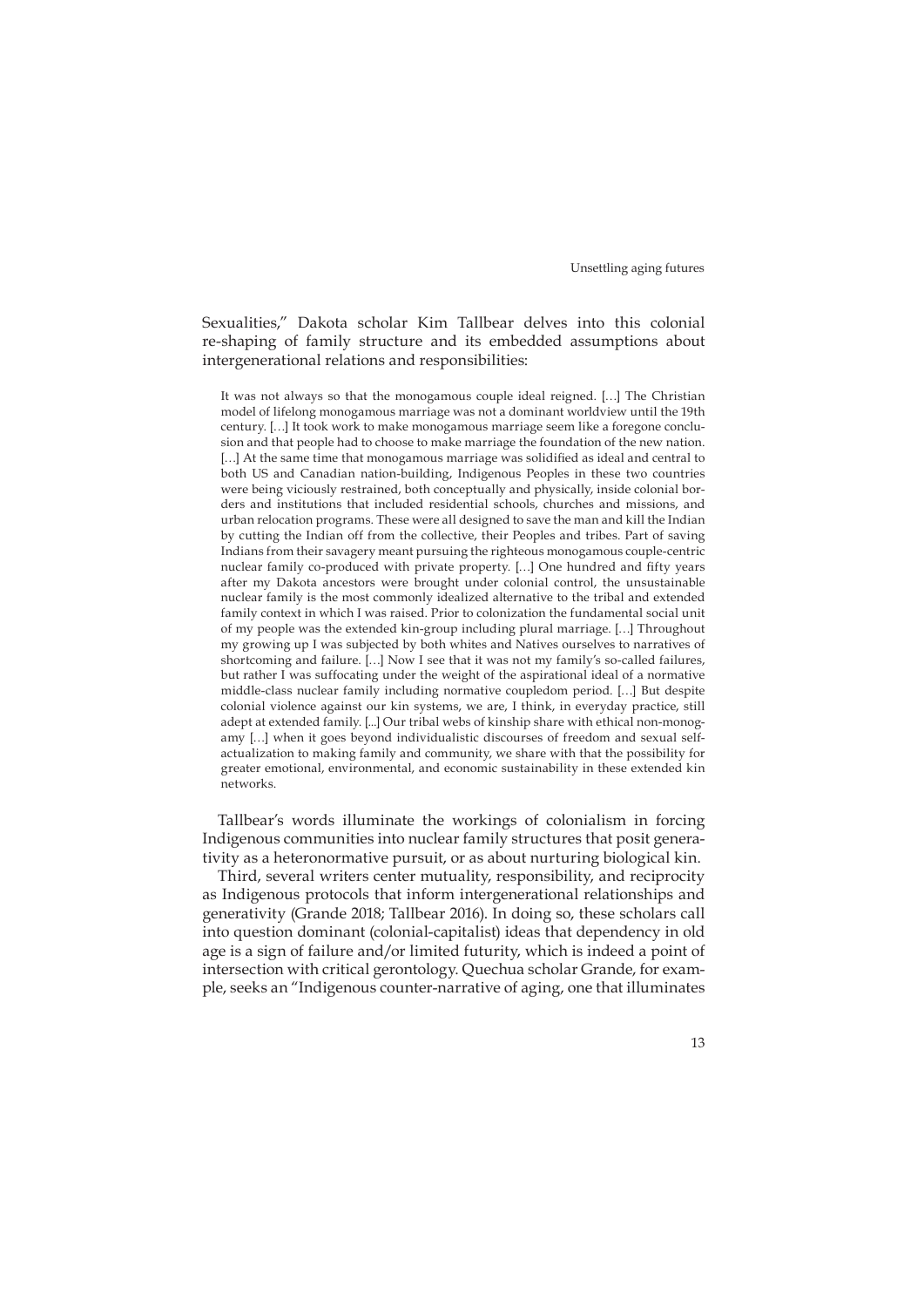Sexualities," Dakota scholar Kim Tallbear delves into this colonial re-shaping of family structure and its embedded assumptions about intergenerational relations and responsibilities:

> It was not always so that the monogamous couple ideal reigned. […] The Christian model of lifelong monogamous marriage was not a dominant worldview until the 19th century. […] It took work to make monogamous marriage seem like a foregone conclusion and that people had to choose to make marriage the foundation of the new nation. […] At the same time that monogamous marriage was solidified as ideal and central to both US and Canadian nation-building, Indigenous Peoples in these two countries were being viciously restrained, both conceptually and physically, inside colonial borders and institutions that included residential schools, churches and missions, and urban relocation programs. These were all designed to save the man and kill the Indian by cutting the Indian off from the collective, their Peoples and tribes. Part of saving Indians from their savagery meant pursuing the righteous monogamous couple-centric nuclear family co-produced with private property. […] One hundred and fifty years after my Dakota ancestors were brought under colonial control, the unsustainable nuclear family is the most commonly idealized alternative to the tribal and extended family context in which I was raised. Prior to colonization the fundamental social unit of my people was the extended kin-group including plural marriage. […] Throughout my growing up I was subjected by both whites and Natives ourselves to narratives of shortcoming and failure. […] Now I see that it was not my family's so-called failures, but rather I was suffocating under the weight of the aspirational ideal of a normative middle-class nuclear family including normative coupledom period. […] But despite colonial violence against our kin systems, we are, I think, in everyday practice, still adept at extended family. [...] Our tribal webs of kinship share with ethical non-monogamy […] when it goes beyond individualistic discourses of freedom and sexual self-actualization to making family and community, we share with that the possibility for greater emotional, environmental, and economic sustainability in these extended kin networks.

Tallbear's words illuminate the workings of colonialism in forcing Indigenous communities into nuclear family structures that posit generativity as a heteronormative pursuit, or as about nurturing biological kin.

Third, several writers center mutuality, responsibility, and reciprocity as Indigenous protocols that inform intergenerational relationships and generativity (Grande 2018; Tallbear 2016). In doing so, these scholars call into question dominant (colonial-capitalist) ideas that dependency in old age is a sign of failure and/or limited futurity, which is indeed a point of intersection with critical gerontology. Quechua scholar Grande, for example, seeks an "Indigenous counter-narrative of aging, one that illuminates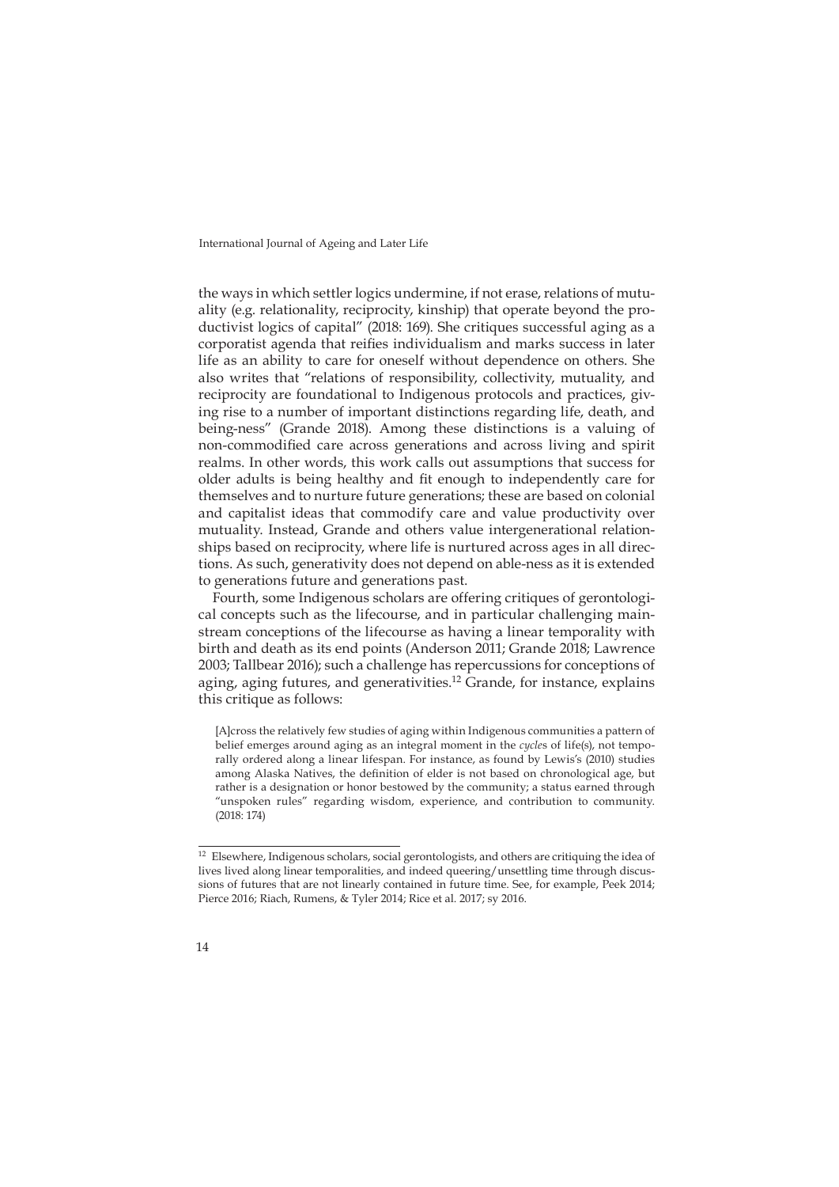the ways in which settler logics undermine, if not erase, relations of mutuality (e.g. relationality, reciprocity, kinship) that operate beyond the productivist logics of capital" (2018: 169). She critiques successful aging as a corporatist agenda that reifies individualism and marks success in later life as an ability to care for oneself without dependence on others. She also writes that "relations of responsibility, collectivity, mutuality, and reciprocity are foundational to Indigenous protocols and practices, giving rise to a number of important distinctions regarding life, death, and being-ness" (Grande 2018). Among these distinctions is a valuing of non-commodified care across generations and across living and spirit realms. In other words, this work calls out assumptions that success for older adults is being healthy and fit enough to independently care for themselves and to nurture future generations; these are based on colonial and capitalist ideas that commodify care and value productivity over mutuality. Instead, Grande and others value intergenerational relationships based on reciprocity, where life is nurtured across ages in all directions. As such, generativity does not depend on able-ness as it is extended to generations future and generations past.

Fourth, some Indigenous scholars are offering critiques of gerontological concepts such as the lifecourse, and in particular challenging mainstream conceptions of the lifecourse as having a linear temporality with birth and death as its end points (Anderson 2011; Grande 2018; Lawrence 2003; Tallbear 2016); such a challenge has repercussions for conceptions of aging, aging futures, and generativities.[12] Grande, for instance, explains this critique as follows:

> [A]cross the relatively few studies of aging within Indigenous communities a pattern of belief emerges around aging as an integral moment in the *cycle*s of life(s), not temporally ordered along a linear lifespan. For instance, as found by Lewis's (2010) studies among Alaska Natives, the definition of elder is not based on chronological age, but rather is a designation or honor bestowed by the community; a status earned through "unspoken rules" regarding wisdom, experience, and contribution to community. (2018: 174)

[12] Elsewhere, Indigenous scholars, social gerontologists, and others are critiquing the idea of lives lived along linear temporalities, and indeed queering/unsettling time through discussions of futures that are not linearly contained in future time. See, for example, Peek 2014; Pierce 2016; Riach, Rumens, & Tyler 2014; Rice et al. 2017; sy 2016.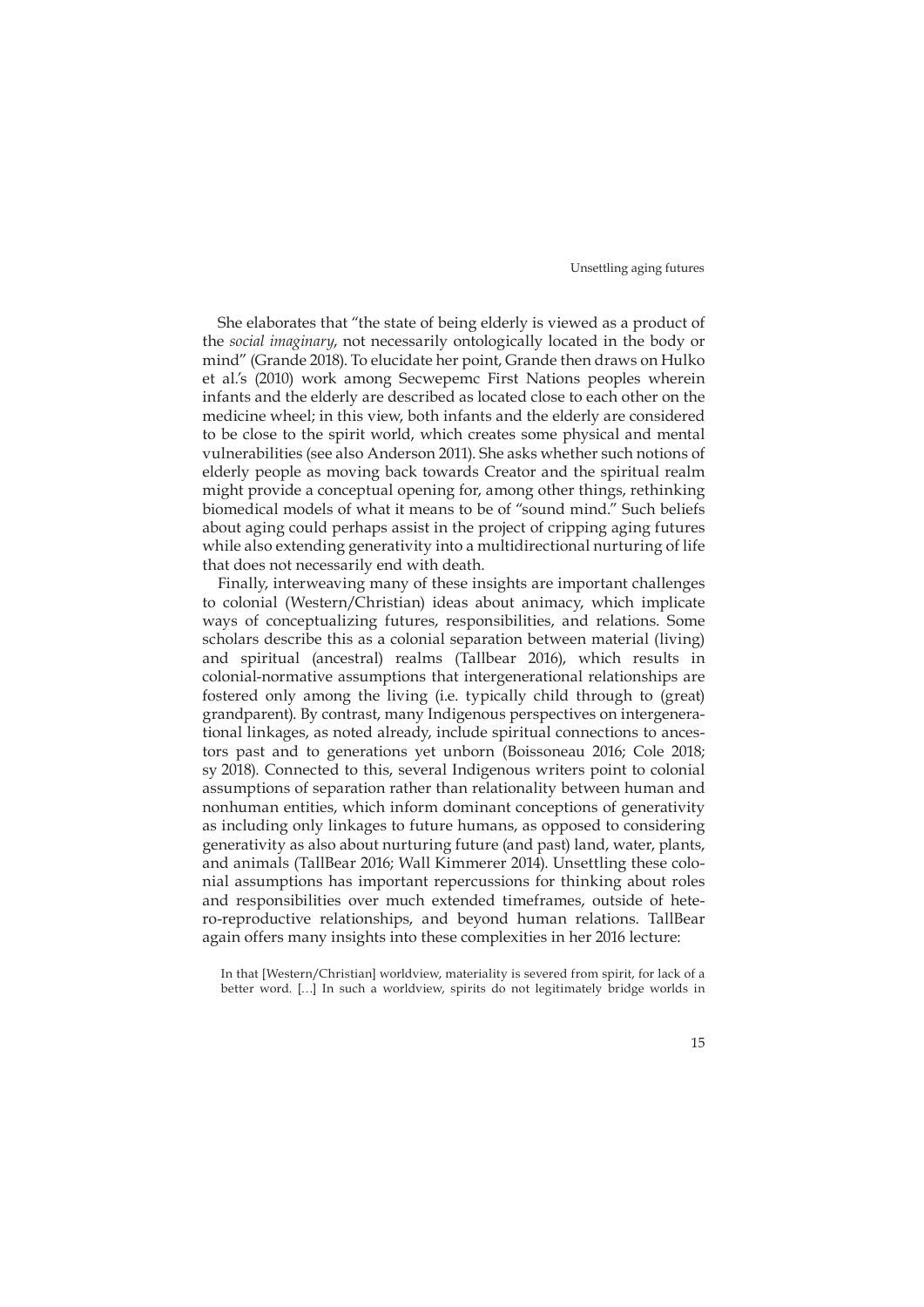She elaborates that "the state of being elderly is viewed as a product of the *social imaginary*, not necessarily ontologically located in the body or mind" (Grande 2018). To elucidate her point, Grande then draws on Hulko et al.'s (2010) work among Secwepemc First Nations peoples wherein infants and the elderly are described as located close to each other on the medicine wheel; in this view, both infants and the elderly are considered to be close to the spirit world, which creates some physical and mental vulnerabilities (see also Anderson 2011). She asks whether such notions of elderly people as moving back towards Creator and the spiritual realm might provide a conceptual opening for, among other things, rethinking biomedical models of what it means to be of "sound mind." Such beliefs about aging could perhaps assist in the project of cripping aging futures while also extending generativity into a multidirectional nurturing of life that does not necessarily end with death.

Finally, interweaving many of these insights are important challenges to colonial (Western/Christian) ideas about animacy, which implicate ways of conceptualizing futures, responsibilities, and relations. Some scholars describe this as a colonial separation between material (living) and spiritual (ancestral) realms (Tallbear 2016), which results in colonial-normative assumptions that intergenerational relationships are fostered only among the living (i.e. typically child through to (great) grandparent). By contrast, many Indigenous perspectives on intergenerational linkages, as noted already, include spiritual connections to ancestors past and to generations yet unborn (Boissoneau 2016; Cole 2018; sy 2018). Connected to this, several Indigenous writers point to colonial assumptions of separation rather than relationality between human and nonhuman entities, which inform dominant conceptions of generativity as including only linkages to future humans, as opposed to considering generativity as also about nurturing future (and past) land, water, plants, and animals (TallBear 2016; Wall Kimmerer 2014). Unsettling these colonial assumptions has important repercussions for thinking about roles and responsibilities over much extended timeframes, outside of hetero-reproductive relationships, and beyond human relations. TallBear again offers many insights into these complexities in her 2016 lecture:

> In that [Western/Christian] worldview, materiality is severed from spirit, for lack of a better word. […] In such a worldview, spirits do not legitimately bridge worlds in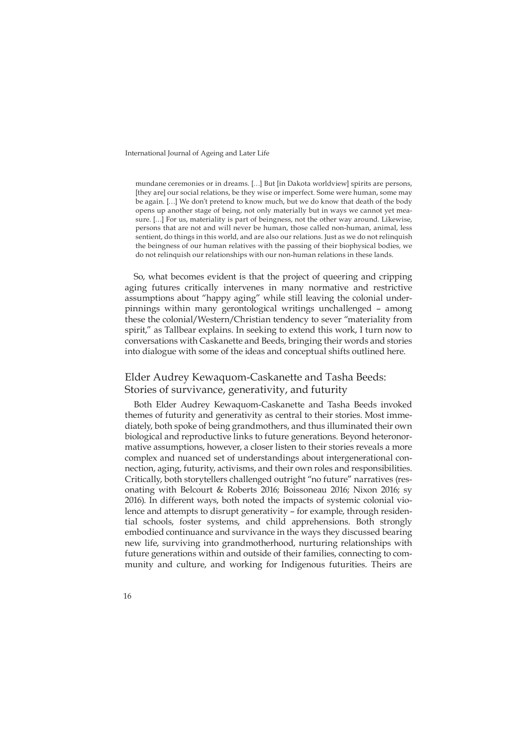> mundane ceremonies or in dreams. […] But [in Dakota worldview] spirits are persons, [they are] our social relations, be they wise or imperfect. Some were human, some may be again. […] We don't pretend to know much, but we do know that death of the body opens up another stage of being, not only materially but in ways we cannot yet measure. […] For us, materiality is part of beingness, not the other way around. Likewise, persons that are not and will never be human, those called non-human, animal, less sentient, do things in this world, and are also our relations. Just as we do not relinquish the beingness of our human relatives with the passing of their biophysical bodies, we do not relinquish our relationships with our non-human relations in these lands.

So, what becomes evident is that the project of queering and cripping aging futures critically intervenes in many normative and restrictive assumptions about "happy aging" while still leaving the colonial underpinnings within many gerontological writings unchallenged – among these the colonial/Western/Christian tendency to sever "materiality from spirit," as Tallbear explains. In seeking to extend this work, I turn now to conversations with Caskanette and Beeds, bringing their words and stories into dialogue with some of the ideas and conceptual shifts outlined here.

## Elder Audrey Kewaquom-Caskanette and Tasha Beeds: Stories of survivance, generativity, and futurity

Both Elder Audrey Kewaquom-Caskanette and Tasha Beeds invoked themes of futurity and generativity as central to their stories. Most immediately, both spoke of being grandmothers, and thus illuminated their own biological and reproductive links to future generations. Beyond heteronormative assumptions, however, a closer listen to their stories reveals a more complex and nuanced set of understandings about intergenerational connection, aging, futurity, activisms, and their own roles and responsibilities. Critically, both storytellers challenged outright "no future" narratives (resonating with Belcourt & Roberts 2016; Boissoneau 2016; Nixon 2016; sy 2016). In different ways, both noted the impacts of systemic colonial violence and attempts to disrupt generativity – for example, through residential schools, foster systems, and child apprehensions. Both strongly embodied continuance and survivance in the ways they discussed bearing new life, surviving into grandmotherhood, nurturing relationships with future generations within and outside of their families, connecting to community and culture, and working for Indigenous futurities. Theirs are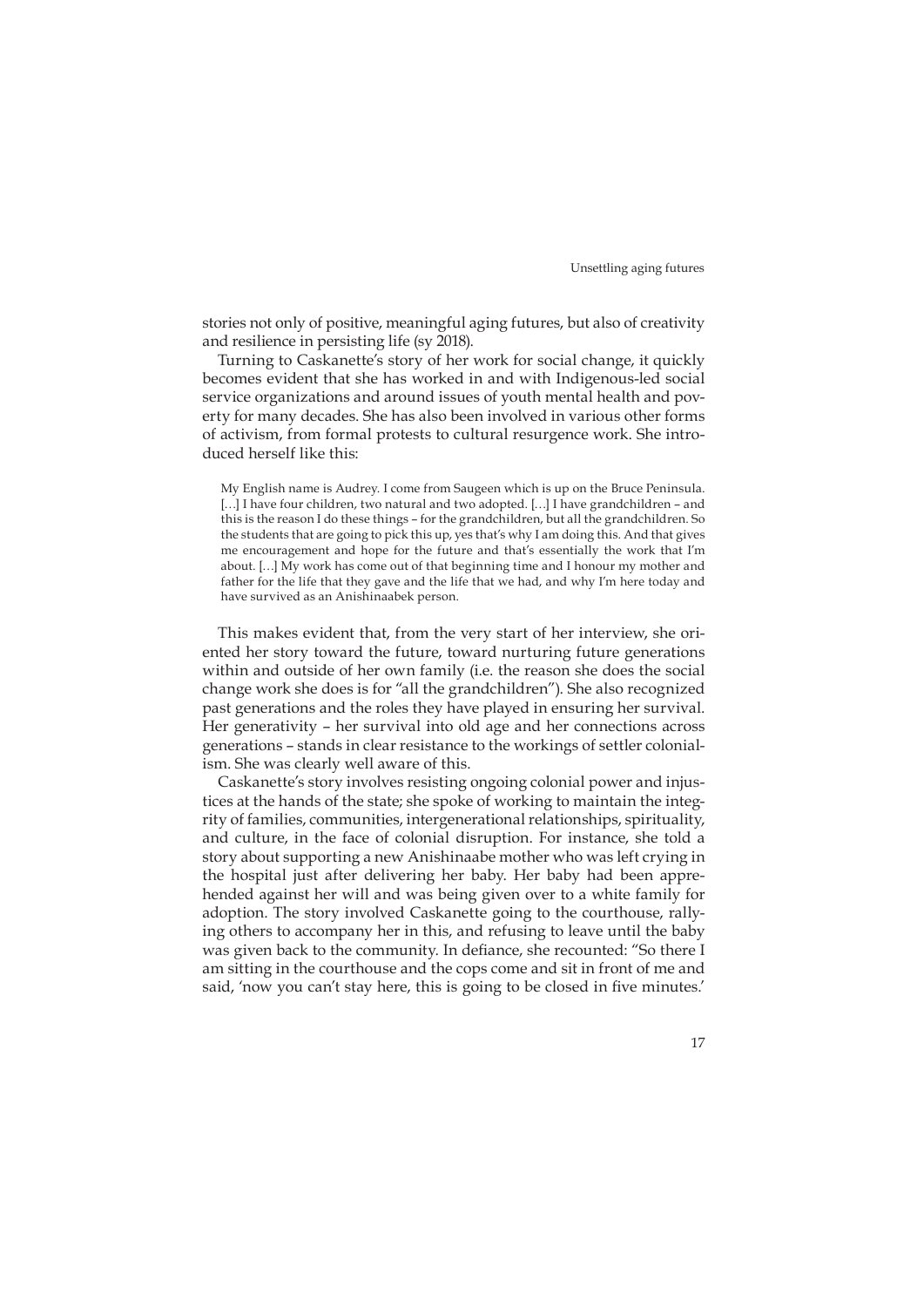stories not only of positive, meaningful aging futures, but also of creativity and resilience in persisting life (sy 2018).

Turning to Caskanette's story of her work for social change, it quickly becomes evident that she has worked in and with Indigenous-led social service organizations and around issues of youth mental health and poverty for many decades. She has also been involved in various other forms of activism, from formal protests to cultural resurgence work. She introduced herself like this:

> My English name is Audrey. I come from Saugeen which is up on the Bruce Peninsula. […] I have four children, two natural and two adopted. […] I have grandchildren – and this is the reason I do these things – for the grandchildren, but all the grandchildren. So the students that are going to pick this up, yes that's why I am doing this. And that gives me encouragement and hope for the future and that's essentially the work that I'm about. […] My work has come out of that beginning time and I honour my mother and father for the life that they gave and the life that we had, and why I'm here today and have survived as an Anishinaabek person.

This makes evident that, from the very start of her interview, she oriented her story toward the future, toward nurturing future generations within and outside of her own family (i.e. the reason she does the social change work she does is for "all the grandchildren"). She also recognized past generations and the roles they have played in ensuring her survival. Her generativity – her survival into old age and her connections across generations – stands in clear resistance to the workings of settler colonialism. She was clearly well aware of this.

Caskanette's story involves resisting ongoing colonial power and injustices at the hands of the state; she spoke of working to maintain the integrity of families, communities, intergenerational relationships, spirituality, and culture, in the face of colonial disruption. For instance, she told a story about supporting a new Anishinaabe mother who was left crying in the hospital just after delivering her baby. Her baby had been apprehended against her will and was being given over to a white family for adoption. The story involved Caskanette going to the courthouse, rallying others to accompany her in this, and refusing to leave until the baby was given back to the community. In defiance, she recounted: "So there I am sitting in the courthouse and the cops come and sit in front of me and said, 'now you can't stay here, this is going to be closed in five minutes.'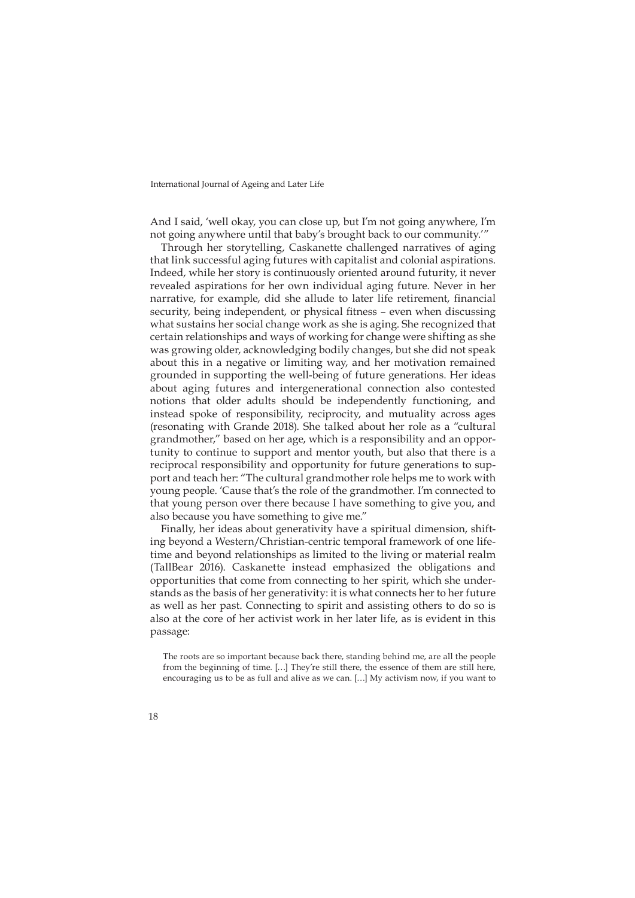And I said, 'well okay, you can close up, but I'm not going anywhere, I'm not going anywhere until that baby's brought back to our community.'"

Through her storytelling, Caskanette challenged narratives of aging that link successful aging futures with capitalist and colonial aspirations. Indeed, while her story is continuously oriented around futurity, it never revealed aspirations for her own individual aging future. Never in her narrative, for example, did she allude to later life retirement, financial security, being independent, or physical fitness – even when discussing what sustains her social change work as she is aging. She recognized that certain relationships and ways of working for change were shifting as she was growing older, acknowledging bodily changes, but she did not speak about this in a negative or limiting way, and her motivation remained grounded in supporting the well-being of future generations. Her ideas about aging futures and intergenerational connection also contested notions that older adults should be independently functioning, and instead spoke of responsibility, reciprocity, and mutuality across ages (resonating with Grande 2018). She talked about her role as a "cultural grandmother," based on her age, which is a responsibility and an opportunity to continue to support and mentor youth, but also that there is a reciprocal responsibility and opportunity for future generations to support and teach her: "The cultural grandmother role helps me to work with young people. 'Cause that's the role of the grandmother. I'm connected to that young person over there because I have something to give you, and also because you have something to give me."

Finally, her ideas about generativity have a spiritual dimension, shifting beyond a Western/Christian-centric temporal framework of one lifetime and beyond relationships as limited to the living or material realm (TallBear 2016). Caskanette instead emphasized the obligations and opportunities that come from connecting to her spirit, which she understands as the basis of her generativity: it is what connects her to her future as well as her past. Connecting to spirit and assisting others to do so is also at the core of her activist work in her later life, as is evident in this passage:

> The roots are so important because back there, standing behind me, are all the people from the beginning of time. […] They're still there, the essence of them are still here, encouraging us to be as full and alive as we can. […] My activism now, if you want to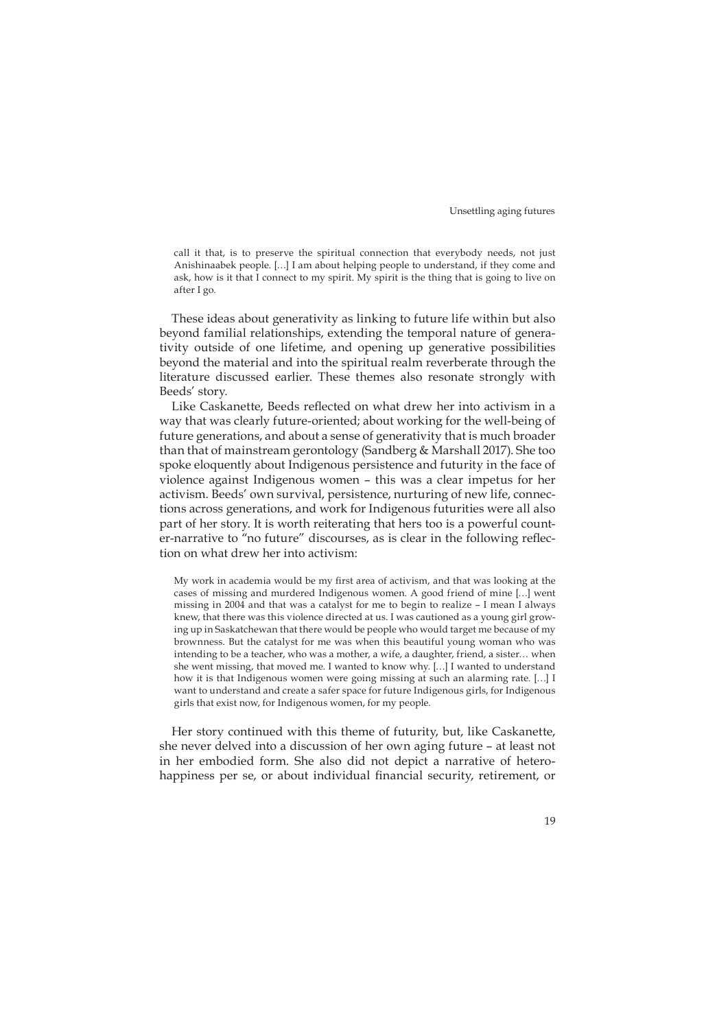> call it that, is to preserve the spiritual connection that everybody needs, not just Anishinaabek people. […] I am about helping people to understand, if they come and ask, how is it that I connect to my spirit. My spirit is the thing that is going to live on after I go.

These ideas about generativity as linking to future life within but also beyond familial relationships, extending the temporal nature of generativity outside of one lifetime, and opening up generative possibilities beyond the material and into the spiritual realm reverberate through the literature discussed earlier. These themes also resonate strongly with Beeds' story.

Like Caskanette, Beeds reflected on what drew her into activism in a way that was clearly future-oriented; about working for the well-being of future generations, and about a sense of generativity that is much broader than that of mainstream gerontology (Sandberg & Marshall 2017). She too spoke eloquently about Indigenous persistence and futurity in the face of violence against Indigenous women – this was a clear impetus for her activism. Beeds' own survival, persistence, nurturing of new life, connections across generations, and work for Indigenous futurities were all also part of her story. It is worth reiterating that hers too is a powerful counter-narrative to "no future" discourses, as is clear in the following reflection on what drew her into activism:

> My work in academia would be my first area of activism, and that was looking at the cases of missing and murdered Indigenous women. A good friend of mine […] went missing in 2004 and that was a catalyst for me to begin to realize – I mean I always knew, that there was this violence directed at us. I was cautioned as a young girl growing up in Saskatchewan that there would be people who would target me because of my brownness. But the catalyst for me was when this beautiful young woman who was intending to be a teacher, who was a mother, a wife, a daughter, friend, a sister… when she went missing, that moved me. I wanted to know why. […] I wanted to understand how it is that Indigenous women were going missing at such an alarming rate. […] I want to understand and create a safer space for future Indigenous girls, for Indigenous girls that exist now, for Indigenous women, for my people.

Her story continued with this theme of futurity, but, like Caskanette, she never delved into a discussion of her own aging future – at least not in her embodied form. She also did not depict a narrative of hetero-happiness per se, or about individual financial security, retirement, or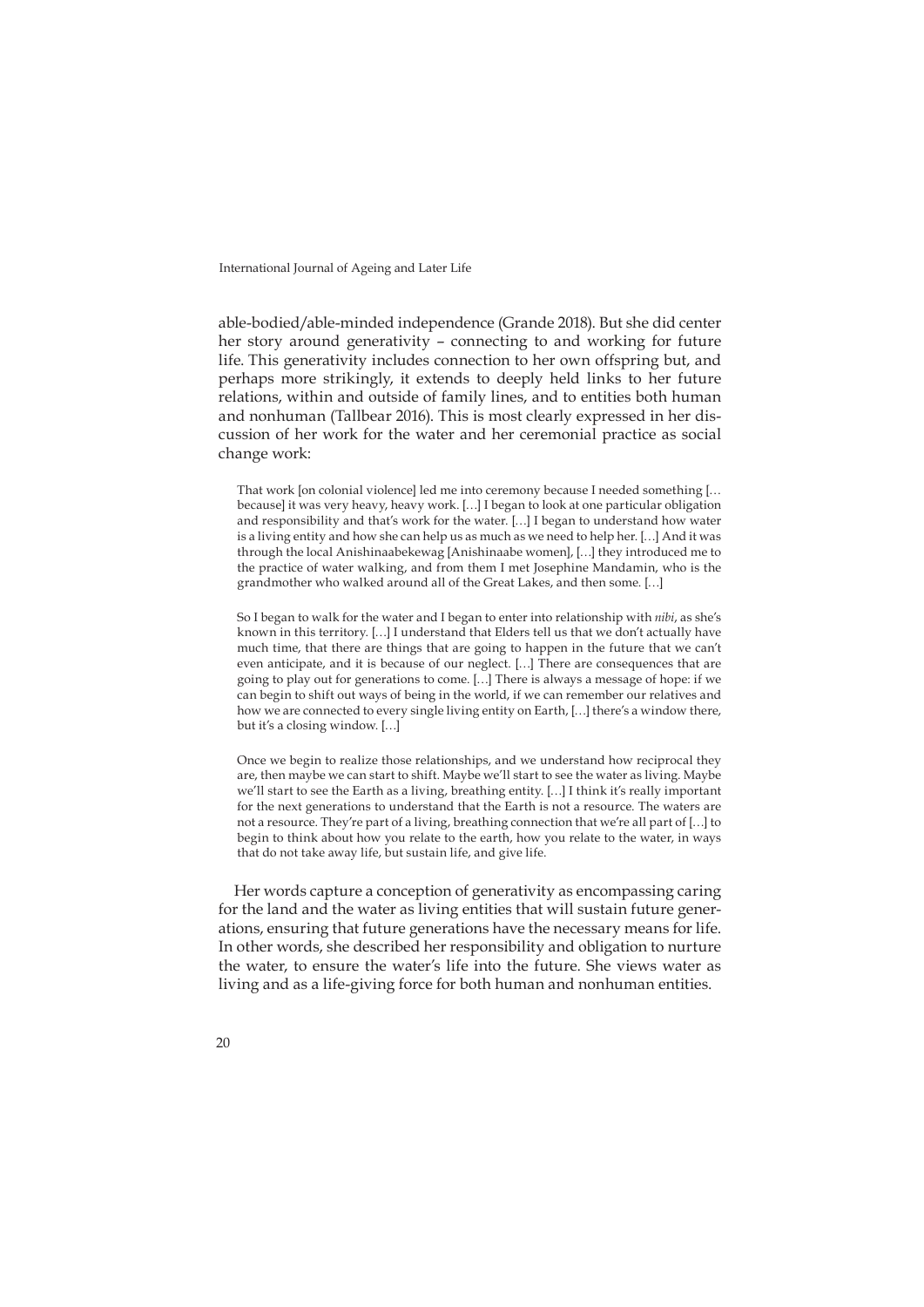able-bodied/able-minded independence (Grande 2018). But she did center her story around generativity – connecting to and working for future life. This generativity includes connection to her own offspring but, and perhaps more strikingly, it extends to deeply held links to her future relations, within and outside of family lines, and to entities both human and nonhuman (Tallbear 2016). This is most clearly expressed in her discussion of her work for the water and her ceremonial practice as social change work:

> That work [on colonial violence] led me into ceremony because I needed something [… because] it was very heavy, heavy work. […] I began to look at one particular obligation and responsibility and that's work for the water. […] I began to understand how water is a living entity and how she can help us as much as we need to help her. […] And it was through the local Anishinaabekewag [Anishinaabe women], […] they introduced me to the practice of water walking, and from them I met Josephine Mandamin, who is the grandmother who walked around all of the Great Lakes, and then some. […]
>
> So I began to walk for the water and I began to enter into relationship with *nibi*, as she's known in this territory. […] I understand that Elders tell us that we don't actually have much time, that there are things that are going to happen in the future that we can't even anticipate, and it is because of our neglect. […] There are consequences that are going to play out for generations to come. […] There is always a message of hope: if we can begin to shift out ways of being in the world, if we can remember our relatives and how we are connected to every single living entity on Earth, […] there's a window there, but it's a closing window. […]
>
> Once we begin to realize those relationships, and we understand how reciprocal they are, then maybe we can start to shift. Maybe we'll start to see the water as living. Maybe we'll start to see the Earth as a living, breathing entity. […] I think it's really important for the next generations to understand that the Earth is not a resource. The waters are not a resource. They're part of a living, breathing connection that we're all part of […] to begin to think about how you relate to the earth, how you relate to the water, in ways that do not take away life, but sustain life, and give life.

Her words capture a conception of generativity as encompassing caring for the land and the water as living entities that will sustain future generations, ensuring that future generations have the necessary means for life. In other words, she described her responsibility and obligation to nurture the water, to ensure the water's life into the future. She views water as living and as a life-giving force for both human and nonhuman entities.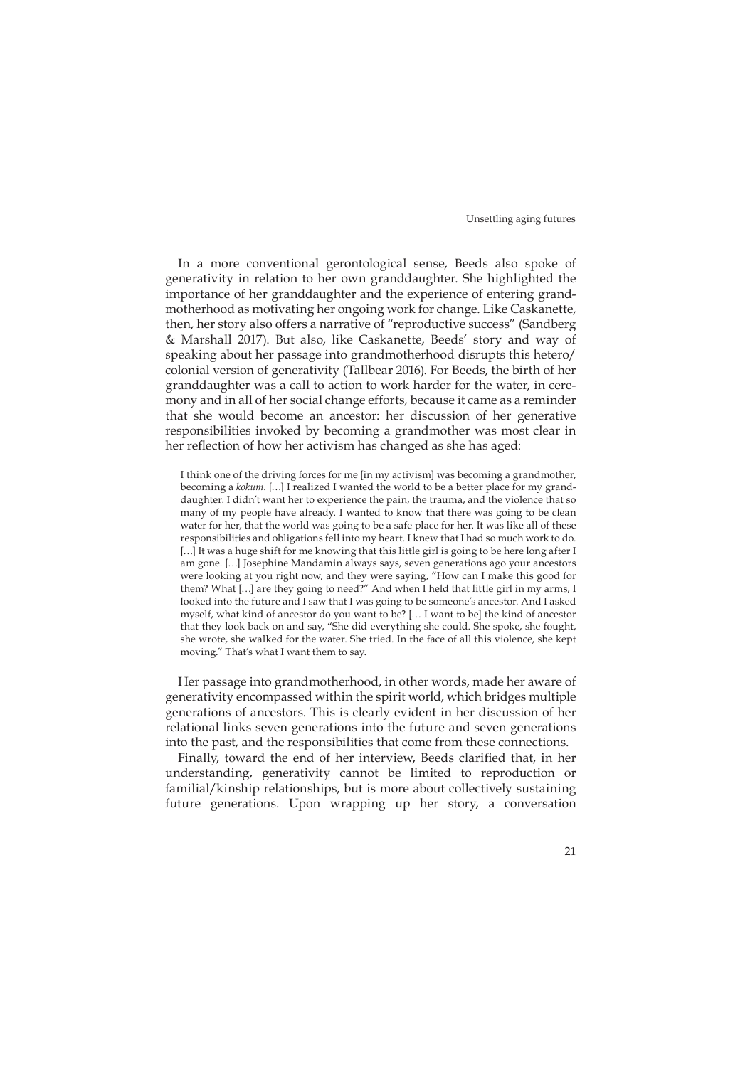In a more conventional gerontological sense, Beeds also spoke of generativity in relation to her own granddaughter. She highlighted the importance of her granddaughter and the experience of entering grandmotherhood as motivating her ongoing work for change. Like Caskanette, then, her story also offers a narrative of "reproductive success" (Sandberg & Marshall 2017). But also, like Caskanette, Beeds' story and way of speaking about her passage into grandmotherhood disrupts this hetero/colonial version of generativity (Tallbear 2016). For Beeds, the birth of her granddaughter was a call to action to work harder for the water, in ceremony and in all of her social change efforts, because it came as a reminder that she would become an ancestor: her discussion of her generative responsibilities invoked by becoming a grandmother was most clear in her reflection of how her activism has changed as she has aged:

> I think one of the driving forces for me [in my activism] was becoming a grandmother, becoming a *kokum*. […] I realized I wanted the world to be a better place for my granddaughter. I didn't want her to experience the pain, the trauma, and the violence that so many of my people have already. I wanted to know that there was going to be clean water for her, that the world was going to be a safe place for her. It was like all of these responsibilities and obligations fell into my heart. I knew that I had so much work to do. […] It was a huge shift for me knowing that this little girl is going to be here long after I am gone. […] Josephine Mandamin always says, seven generations ago your ancestors were looking at you right now, and they were saying, "How can I make this good for them? What […] are they going to need?" And when I held that little girl in my arms, I looked into the future and I saw that I was going to be someone's ancestor. And I asked myself, what kind of ancestor do you want to be? [… I want to be] the kind of ancestor that they look back on and say, "She did everything she could. She spoke, she fought, she wrote, she walked for the water. She tried. In the face of all this violence, she kept moving." That's what I want them to say.

Her passage into grandmotherhood, in other words, made her aware of generativity encompassed within the spirit world, which bridges multiple generations of ancestors. This is clearly evident in her discussion of her relational links seven generations into the future and seven generations into the past, and the responsibilities that come from these connections.

Finally, toward the end of her interview, Beeds clarified that, in her understanding, generativity cannot be limited to reproduction or familial/kinship relationships, but is more about collectively sustaining future generations. Upon wrapping up her story, a conversation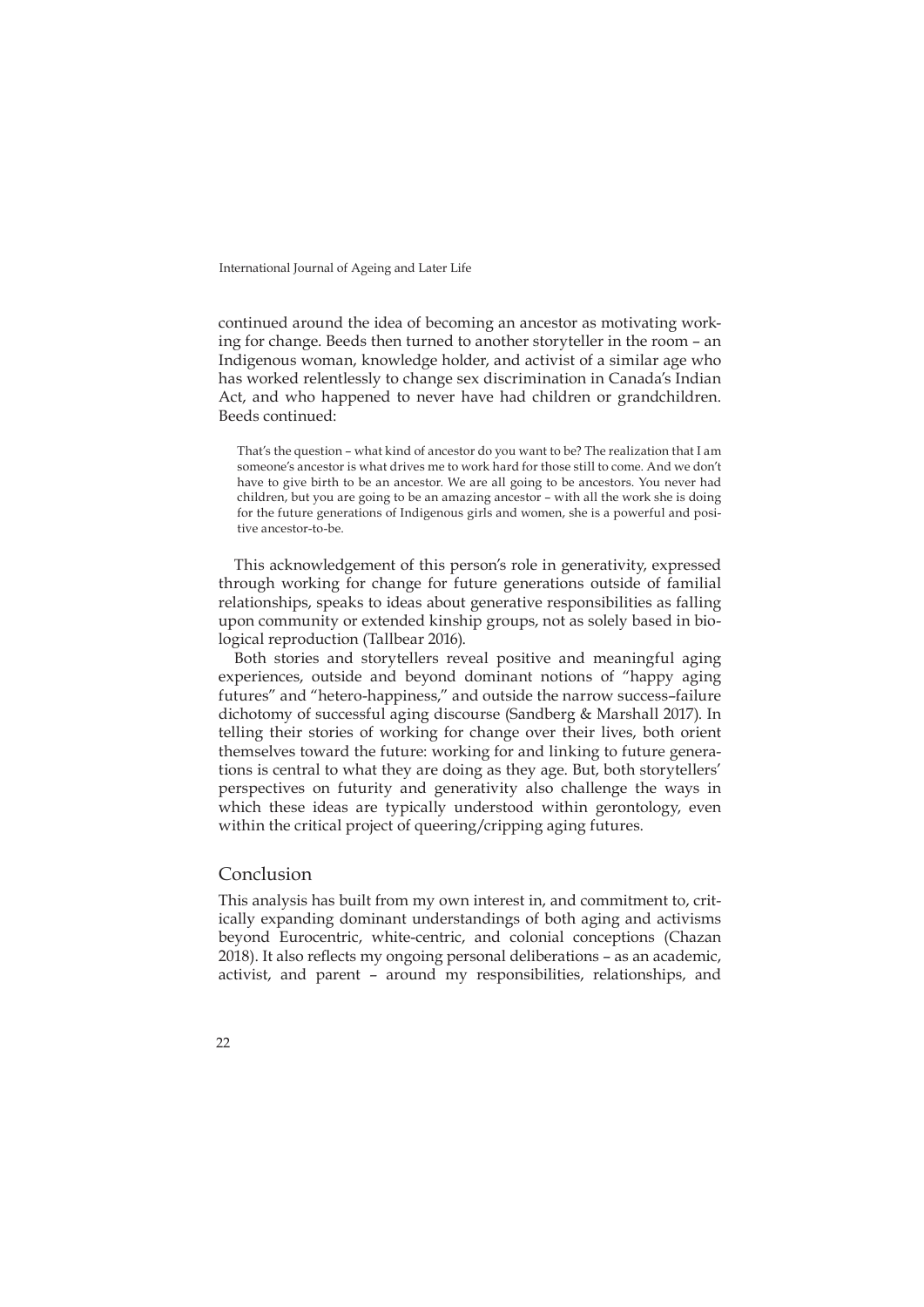continued around the idea of becoming an ancestor as motivating working for change. Beeds then turned to another storyteller in the room – an Indigenous woman, knowledge holder, and activist of a similar age who has worked relentlessly to change sex discrimination in Canada's Indian Act, and who happened to never have had children or grandchildren. Beeds continued:

> That's the question – what kind of ancestor do you want to be? The realization that I am someone's ancestor is what drives me to work hard for those still to come. And we don't have to give birth to be an ancestor. We are all going to be ancestors. You never had children, but you are going to be an amazing ancestor – with all the work she is doing for the future generations of Indigenous girls and women, she is a powerful and positive ancestor-to-be.

This acknowledgement of this person's role in generativity, expressed through working for change for future generations outside of familial relationships, speaks to ideas about generative responsibilities as falling upon community or extended kinship groups, not as solely based in biological reproduction (Tallbear 2016).

Both stories and storytellers reveal positive and meaningful aging experiences, outside and beyond dominant notions of "happy aging futures" and "hetero-happiness," and outside the narrow success–failure dichotomy of successful aging discourse (Sandberg & Marshall 2017). In telling their stories of working for change over their lives, both orient themselves toward the future: working for and linking to future generations is central to what they are doing as they age. But, both storytellers' perspectives on futurity and generativity also challenge the ways in which these ideas are typically understood within gerontology, even within the critical project of queering/cripping aging futures.

## Conclusion

This analysis has built from my own interest in, and commitment to, critically expanding dominant understandings of both aging and activisms beyond Eurocentric, white-centric, and colonial conceptions (Chazan 2018). It also reflects my ongoing personal deliberations – as an academic, activist, and parent – around my responsibilities, relationships, and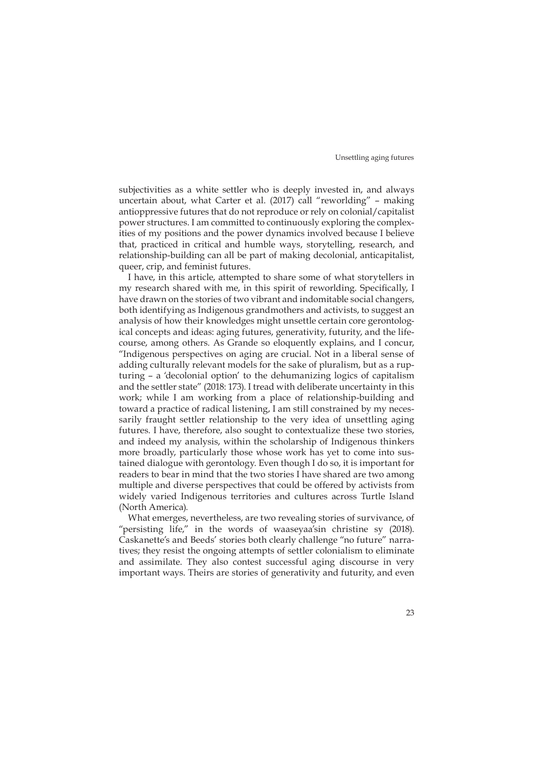subjectivities as a white settler who is deeply invested in, and always uncertain about, what Carter et al. (2017) call "reworlding" – making antioppressive futures that do not reproduce or rely on colonial/capitalist power structures. I am committed to continuously exploring the complexities of my positions and the power dynamics involved because I believe that, practiced in critical and humble ways, storytelling, research, and relationship-building can all be part of making decolonial, anticapitalist, queer, crip, and feminist futures.

I have, in this article, attempted to share some of what storytellers in my research shared with me, in this spirit of reworlding. Specifically, I have drawn on the stories of two vibrant and indomitable social changers, both identifying as Indigenous grandmothers and activists, to suggest an analysis of how their knowledges might unsettle certain core gerontological concepts and ideas: aging futures, generativity, futurity, and the lifecourse, among others. As Grande so eloquently explains, and I concur, "Indigenous perspectives on aging are crucial. Not in a liberal sense of adding culturally relevant models for the sake of pluralism, but as a rupturing – a 'decolonial option' to the dehumanizing logics of capitalism and the settler state" (2018: 173). I tread with deliberate uncertainty in this work; while I am working from a place of relationship-building and toward a practice of radical listening, I am still constrained by my necessarily fraught settler relationship to the very idea of unsettling aging futures. I have, therefore, also sought to contextualize these two stories, and indeed my analysis, within the scholarship of Indigenous thinkers more broadly, particularly those whose work has yet to come into sustained dialogue with gerontology. Even though I do so, it is important for readers to bear in mind that the two stories I have shared are two among multiple and diverse perspectives that could be offered by activists from widely varied Indigenous territories and cultures across Turtle Island (North America).

What emerges, nevertheless, are two revealing stories of survivance, of "persisting life," in the words of waaseyaa'sin christine sy (2018). Caskanette's and Beeds' stories both clearly challenge "no future" narratives; they resist the ongoing attempts of settler colonialism to eliminate and assimilate. They also contest successful aging discourse in very important ways. Theirs are stories of generativity and futurity, and even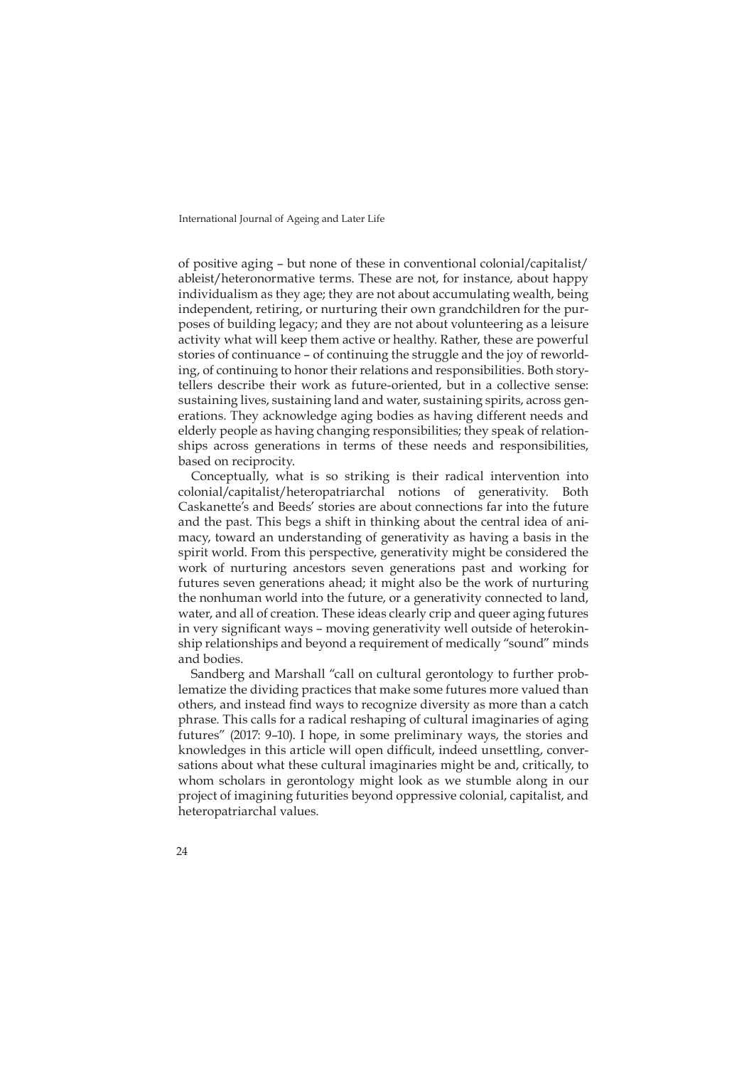of positive aging – but none of these in conventional colonial/capitalist/ableist/heteronormative terms. These are not, for instance, about happy individualism as they age; they are not about accumulating wealth, being independent, retiring, or nurturing their own grandchildren for the purposes of building legacy; and they are not about volunteering as a leisure activity what will keep them active or healthy. Rather, these are powerful stories of continuance – of continuing the struggle and the joy of reworlding, of continuing to honor their relations and responsibilities. Both storytellers describe their work as future-oriented, but in a collective sense: sustaining lives, sustaining land and water, sustaining spirits, across generations. They acknowledge aging bodies as having different needs and elderly people as having changing responsibilities; they speak of relationships across generations in terms of these needs and responsibilities, based on reciprocity.

Conceptually, what is so striking is their radical intervention into colonial/capitalist/heteropatriarchal notions of generativity. Both Caskanette's and Beeds' stories are about connections far into the future and the past. This begs a shift in thinking about the central idea of animacy, toward an understanding of generativity as having a basis in the spirit world. From this perspective, generativity might be considered the work of nurturing ancestors seven generations past and working for futures seven generations ahead; it might also be the work of nurturing the nonhuman world into the future, or a generativity connected to land, water, and all of creation. These ideas clearly crip and queer aging futures in very significant ways – moving generativity well outside of heterokinship relationships and beyond a requirement of medically "sound" minds and bodies.

Sandberg and Marshall "call on cultural gerontology to further problematize the dividing practices that make some futures more valued than others, and instead find ways to recognize diversity as more than a catch phrase. This calls for a radical reshaping of cultural imaginaries of aging futures" (2017: 9–10). I hope, in some preliminary ways, the stories and knowledges in this article will open difficult, indeed unsettling, conversations about what these cultural imaginaries might be and, critically, to whom scholars in gerontology might look as we stumble along in our project of imagining futurities beyond oppressive colonial, capitalist, and heteropatriarchal values.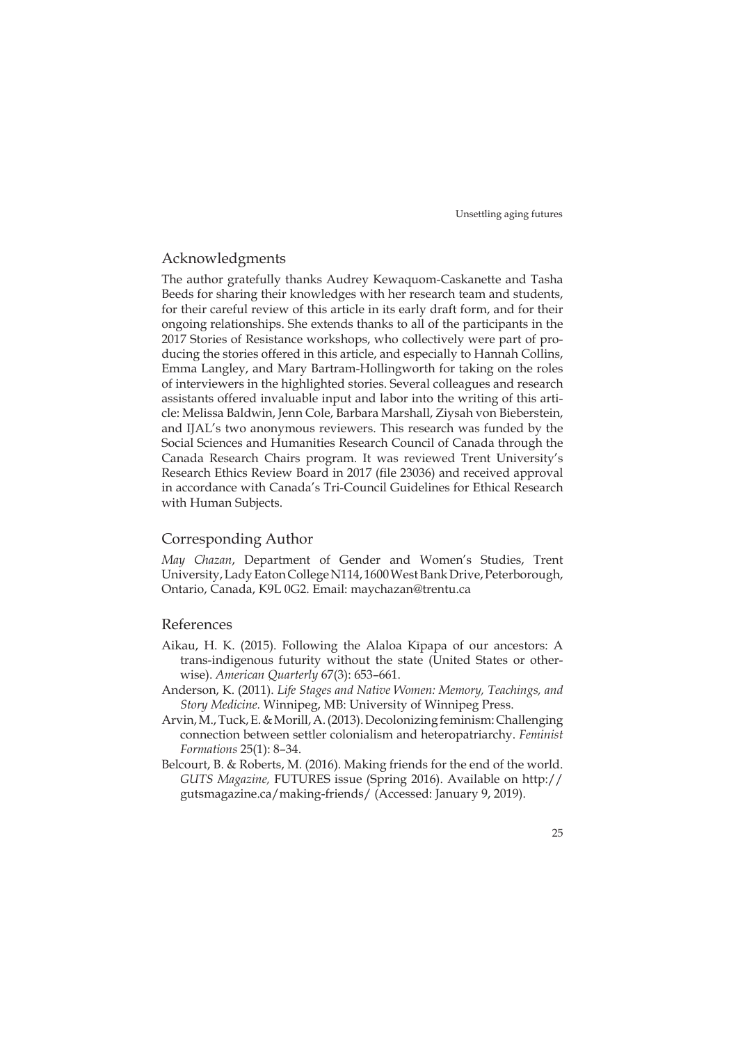## Acknowledgments

The author gratefully thanks Audrey Kewaquom-Caskanette and Tasha Beeds for sharing their knowledges with her research team and students, for their careful review of this article in its early draft form, and for their ongoing relationships. She extends thanks to all of the participants in the 2017 Stories of Resistance workshops, who collectively were part of producing the stories offered in this article, and especially to Hannah Collins, Emma Langley, and Mary Bartram-Hollingworth for taking on the roles of interviewers in the highlighted stories. Several colleagues and research assistants offered invaluable input and labor into the writing of this article: Melissa Baldwin, Jenn Cole, Barbara Marshall, Ziysah von Bieberstein, and IJAL's two anonymous reviewers. This research was funded by the Social Sciences and Humanities Research Council of Canada through the Canada Research Chairs program. It was reviewed Trent University's Research Ethics Review Board in 2017 (file 23036) and received approval in accordance with Canada's Tri-Council Guidelines for Ethical Research with Human Subjects.

## Corresponding Author

*May Chazan*, Department of Gender and Women's Studies, Trent University, Lady Eaton College N114, 1600 West Bank Drive, Peterborough, Ontario, Canada, K9L 0G2. Email: maychazan@trentu.ca

## References

Aikau, H. K. (2015). Following the Alaloa Kīpapa of our ancestors: A trans-indigenous futurity without the state (United States or otherwise). *American Quarterly* 67(3): 653–661.

Anderson, K. (2011). *Life Stages and Native Women: Memory, Teachings, and Story Medicine*. Winnipeg, MB: University of Winnipeg Press.

Arvin, M., Tuck, E. & Morill, A. (2013). Decolonizing feminism: Challenging connection between settler colonialism and heteropatriarchy. *Feminist Formations* 25(1): 8–34.

Belcourt, B. & Roberts, M. (2016). Making friends for the end of the world. *GUTS Magazine,* FUTURES issue (Spring 2016). Available on http://gutsmagazine.ca/making-friends/ (Accessed: January 9, 2019).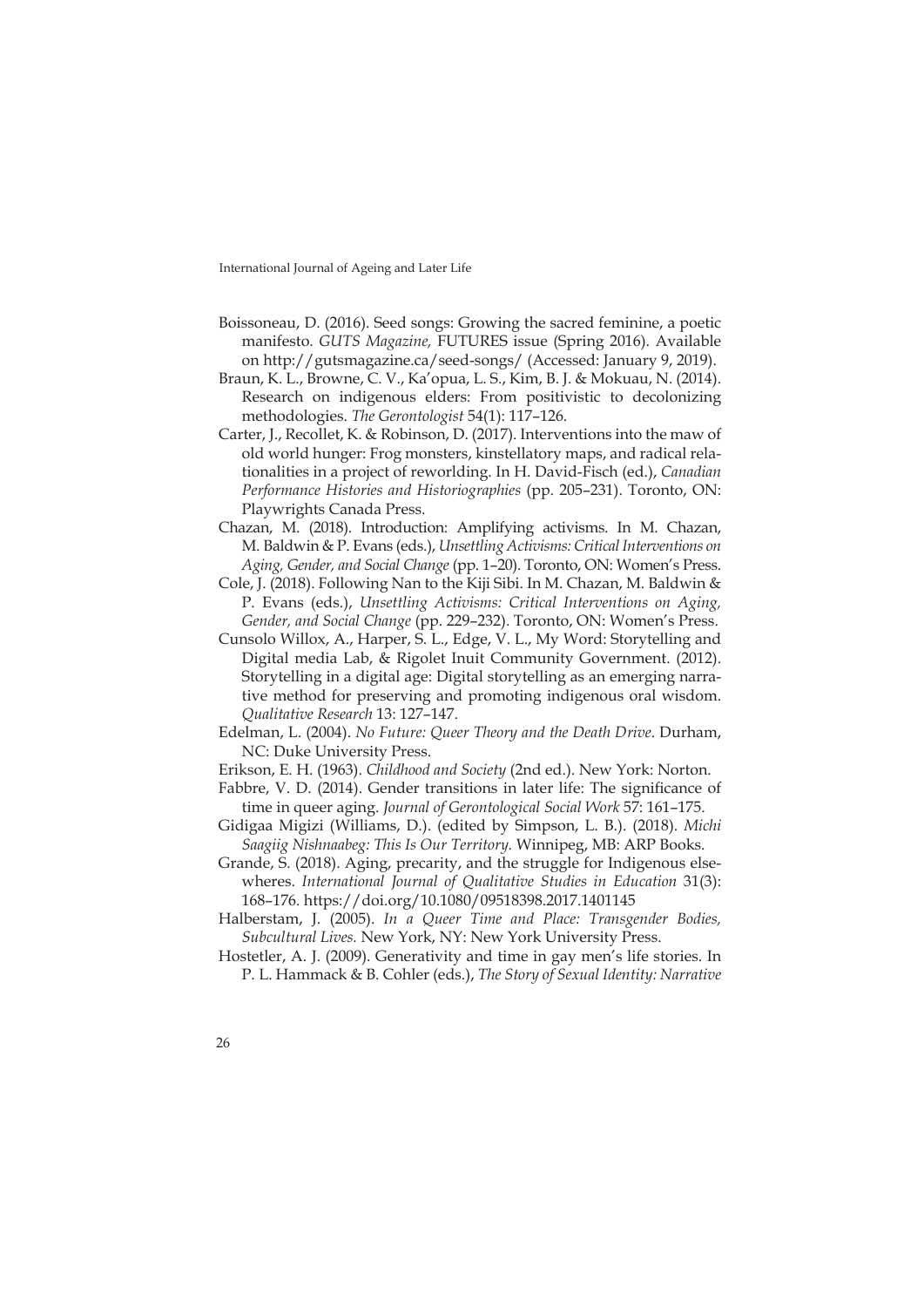Boissoneau, D. (2016). Seed songs: Growing the sacred feminine, a poetic manifesto. *GUTS Magazine,* FUTURES issue (Spring 2016). Available on http://gutsmagazine.ca/seed-songs/ (Accessed: January 9, 2019).

Braun, K. L., Browne, C. V., Ka'opua, L. S., Kim, B. J. & Mokuau, N. (2014). Research on indigenous elders: From positivistic to decolonizing methodologies. *The Gerontologist* 54(1): 117–126.

Carter, J., Recollet, K. & Robinson, D. (2017). Interventions into the maw of old world hunger: Frog monsters, kinstellatory maps, and radical relationalities in a project of reworlding. In H. David-Fisch (ed.), *Canadian Performance Histories and Historiographies* (pp. 205–231). Toronto, ON: Playwrights Canada Press.

Chazan, M. (2018). Introduction: Amplifying activisms. In M. Chazan, M. Baldwin & P. Evans (eds.), *Unsettling Activisms: Critical Interventions on Aging, Gender, and Social Change* (pp. 1–20). Toronto, ON: Women's Press.

Cole, J. (2018). Following Nan to the Kiji Sibi. In M. Chazan, M. Baldwin & P. Evans (eds.), *Unsettling Activisms: Critical Interventions on Aging, Gender, and Social Change* (pp. 229–232). Toronto, ON: Women's Press.

Cunsolo Willox, A., Harper, S. L., Edge, V. L., My Word: Storytelling and Digital media Lab, & Rigolet Inuit Community Government. (2012). Storytelling in a digital age: Digital storytelling as an emerging narrative method for preserving and promoting indigenous oral wisdom. *Qualitative Research* 13: 127–147.

Edelman, L. (2004). *No Future: Queer Theory and the Death Drive*. Durham, NC: Duke University Press.

Erikson, E. H. (1963). *Childhood and Society* (2nd ed.). New York: Norton.

Fabbre, V. D. (2014). Gender transitions in later life: The significance of time in queer aging. *Journal of Gerontological Social Work* 57: 161–175.

Gidigaa Migizi (Williams, D.). (edited by Simpson, L. B.). (2018). *Michi Saagiig Nishnaabeg: This Is Our Territory.* Winnipeg, MB: ARP Books.

Grande, S. (2018). Aging, precarity, and the struggle for Indigenous elsewheres. *International Journal of Qualitative Studies in Education* 31(3): 168–176. https://doi.org/10.1080/09518398.2017.1401145

Halberstam, J. (2005). *In a Queer Time and Place: Transgender Bodies, Subcultural Lives.* New York, NY: New York University Press.

Hostetler, A. J. (2009). Generativity and time in gay men's life stories. In P. L. Hammack & B. Cohler (eds.), *The Story of Sexual Identity: Narrative*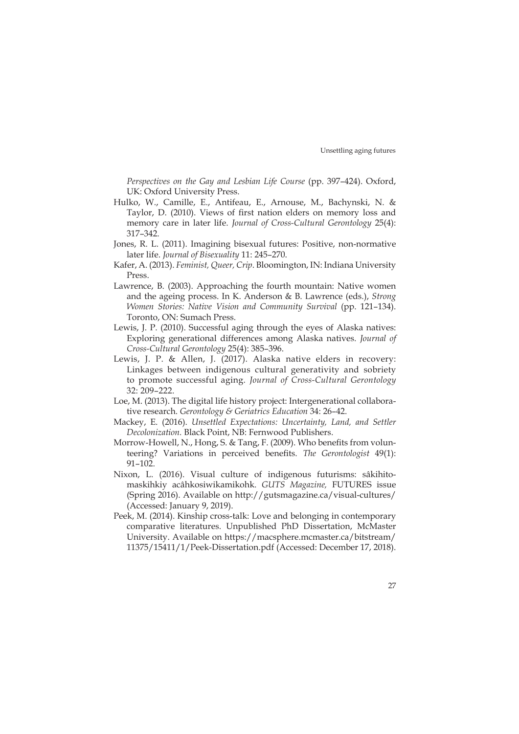*Perspectives on the Gay and Lesbian Life Course* (pp. 397–424). Oxford, UK: Oxford University Press.

Hulko, W., Camille, E., Antifeau, E., Arnouse, M., Bachynski, N. & Taylor, D. (2010). Views of first nation elders on memory loss and memory care in later life. *Journal of Cross-Cultural Gerontology* 25(4): 317–342.

Jones, R. L. (2011). Imagining bisexual futures: Positive, non-normative later life. *Journal of Bisexuality* 11: 245–270.

Kafer, A. (2013). *Feminist, Queer, Crip*. Bloomington, IN: Indiana University Press.

Lawrence, B. (2003). Approaching the fourth mountain: Native women and the ageing process. In K. Anderson & B. Lawrence (eds.), *Strong Women Stories: Native Vision and Community Survival* (pp. 121–134). Toronto, ON: Sumach Press.

Lewis, J. P. (2010). Successful aging through the eyes of Alaska natives: Exploring generational differences among Alaska natives. *Journal of Cross-Cultural Gerontology* 25(4): 385–396.

Lewis, J. P. & Allen, J. (2017). Alaska native elders in recovery: Linkages between indigenous cultural generativity and sobriety to promote successful aging. *Journal of Cross-Cultural Gerontology* 32: 209–222.

Loe, M. (2013). The digital life history project: Intergenerational collaborative research. *Gerontology & Geriatrics Education* 34: 26–42.

Mackey, E. (2016). *Unsettled Expectations: Uncertainty, Land, and Settler Decolonization*. Black Point, NB: Fernwood Publishers.

Morrow-Howell, N., Hong, S. & Tang, F. (2009). Who benefits from volunteering? Variations in perceived benefits. *The Gerontologist* 49(1): 91–102.

Nixon, L. (2016). Visual culture of indigenous futurisms: sâkihitomaskihkiy acâhkosiwikamikohk. *GUTS Magazine,* FUTURES issue (Spring 2016). Available on http://gutsmagazine.ca/visual-cultures/ (Accessed: January 9, 2019).

Peek, M. (2014). Kinship cross-talk: Love and belonging in contemporary comparative literatures. Unpublished PhD Dissertation, McMaster University. Available on https://macsphere.mcmaster.ca/bitstream/11375/15411/1/Peek-Dissertation.pdf (Accessed: December 17, 2018).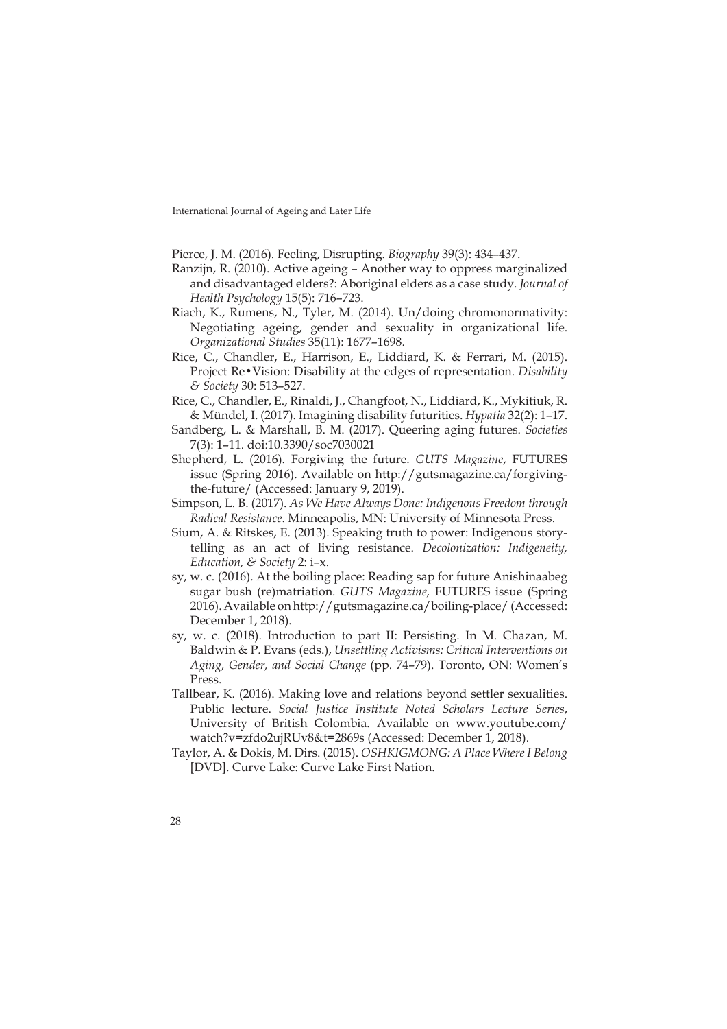Pierce, J. M. (2016). Feeling, Disrupting. *Biography* 39(3): 434–437.

Ranzijn, R. (2010). Active ageing – Another way to oppress marginalized and disadvantaged elders?: Aboriginal elders as a case study. *Journal of Health Psychology* 15(5): 716–723.

Riach, K., Rumens, N., Tyler, M. (2014). Un/doing chromonormativity: Negotiating ageing, gender and sexuality in organizational life. *Organizational Studies* 35(11): 1677–1698.

Rice, C., Chandler, E., Harrison, E., Liddiard, K. & Ferrari, M. (2015). Project Re•Vision: Disability at the edges of representation. *Disability & Society* 30: 513–527.

Rice, C., Chandler, E., Rinaldi, J., Changfoot, N., Liddiard, K., Mykitiuk, R. & Mündel, I. (2017). Imagining disability futurities. *Hypatia* 32(2): 1–17.

Sandberg, L. & Marshall, B. M. (2017). Queering aging futures. *Societies* 7(3): 1–11. doi:10.3390/soc7030021

Shepherd, L. (2016). Forgiving the future. *GUTS Magazine*, FUTURES issue (Spring 2016). Available on http://gutsmagazine.ca/forgiving-the-future/ (Accessed: January 9, 2019).

Simpson, L. B. (2017). *As We Have Always Done: Indigenous Freedom through Radical Resistance*. Minneapolis, MN: University of Minnesota Press.

Sium, A. & Ritskes, E. (2013). Speaking truth to power: Indigenous storytelling as an act of living resistance. *Decolonization: Indigeneity, Education, & Society* 2: i–x.

sy, w. c. (2016). At the boiling place: Reading sap for future Anishinaabeg sugar bush (re)matriation. *GUTS Magazine,* FUTURES issue (Spring 2016). Available on http://gutsmagazine.ca/boiling-place/ (Accessed: December 1, 2018).

sy, w. c. (2018). Introduction to part II: Persisting. In M. Chazan, M. Baldwin & P. Evans (eds.), *Unsettling Activisms: Critical Interventions on Aging, Gender, and Social Change* (pp. 74–79). Toronto, ON: Women's Press.

Tallbear, K. (2016). Making love and relations beyond settler sexualities. Public lecture. *Social Justice Institute Noted Scholars Lecture Series*, University of British Colombia. Available on www.youtube.com/watch?v=zfdo2ujRUv8&t=2869s (Accessed: December 1, 2018).

Taylor, A. & Dokis, M. Dirs. (2015). *OSHKIGMONG: A Place Where I Belong* [DVD]. Curve Lake: Curve Lake First Nation.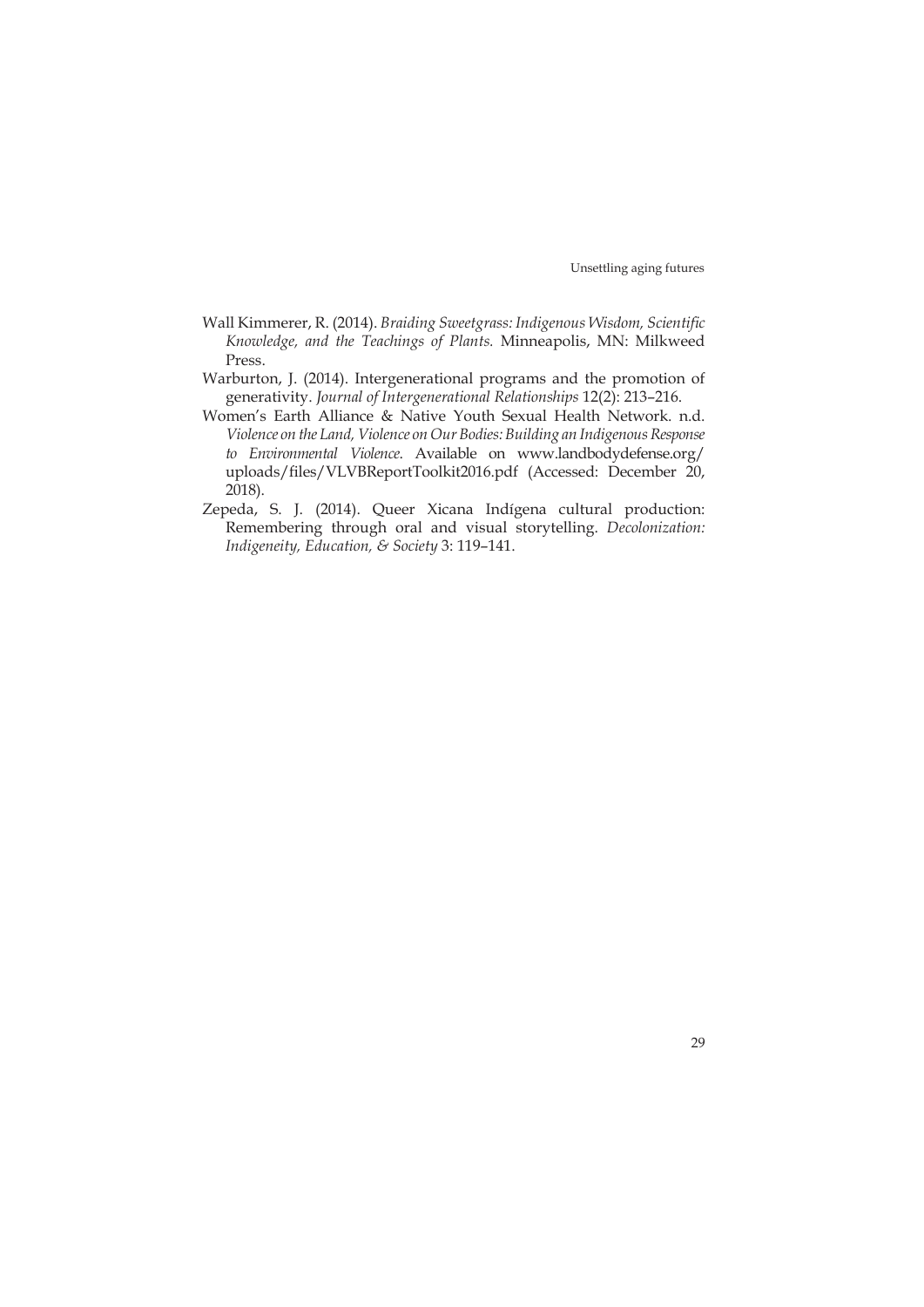Wall Kimmerer, R. (2014). *Braiding Sweetgrass: Indigenous Wisdom, Scientific Knowledge, and the Teachings of Plants.* Minneapolis, MN: Milkweed Press.

Warburton, J. (2014). Intergenerational programs and the promotion of generativity. *Journal of Intergenerational Relationships* 12(2): 213–216.

Women's Earth Alliance & Native Youth Sexual Health Network. n.d. *Violence on the Land, Violence on Our Bodies: Building an Indigenous Response to Environmental Violence*. Available on www.landbodydefense.org/uploads/files/VLVBReportToolkit2016.pdf (Accessed: December 20, 2018).

Zepeda, S. J. (2014). Queer Xicana Indígena cultural production: Remembering through oral and visual storytelling. *Decolonization: Indigeneity, Education, & Society* 3: 119–141.